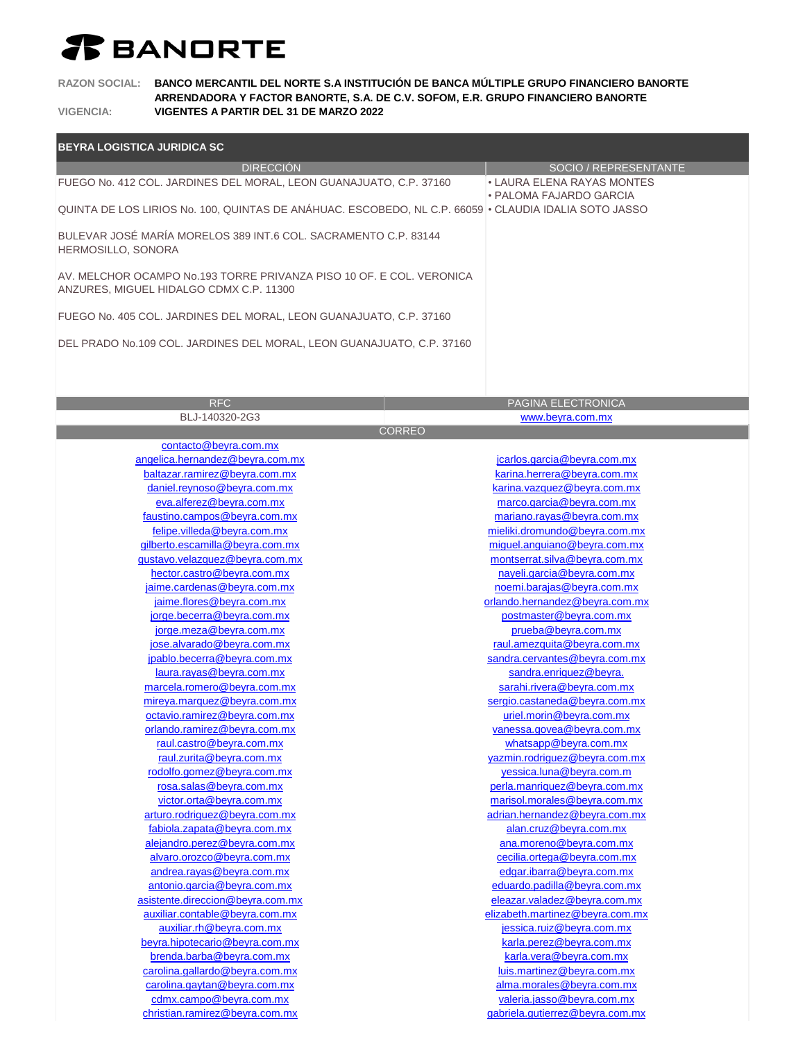# BANORTE

**RAZON SOCIAL:** **BANCO MERCANTIL DEL NORTE S.A INSTITUCIÓN DE BANCA MÚLTIPLE GRUPO FINANCIERO BANORTE**
**ARRENDADORA Y FACTOR BANORTE, S.A. DE C.V. SOFOM, E.R. GRUPO FINANCIERO BANORTE**

**VIGENCIA:** **VIGENTES A PARTIR DEL 31 DE MARZO 2022**

## BEYRA LOGISTICA JURIDICA SC

| DIRECCIÓN | SOCIO / REPRESENTANTE |
|---|---|
| FUEGO No. 412 COL. JARDINES DEL MORAL, LEON GUANAJUATO, C.P. 37160 | • LAURA ELENA RAYAS MONTES<br>• PALOMA FAJARDO GARCIA |
| QUINTA DE LOS LIRIOS No. 100, QUINTAS DE ANÁHUAC. ESCOBEDO, NL C.P. 66059 | • CLAUDIA IDALIA SOTO JASSO |
| BULEVAR JOSÉ MARÍA MORELOS 389 INT.6 COL. SACRAMENTO C.P. 83144 HERMOSILLO, SONORA | |
| AV. MELCHOR OCAMPO No.193 TORRE PRIVANZA PISO 10 OF. E COL. VERONICA ANZURES, MIGUEL HIDALGO CDMX C.P. 11300 | |
| FUEGO No. 405 COL. JARDINES DEL MORAL, LEON GUANAJUATO, C.P. 37160 | |
| DEL PRADO No.109 COL. JARDINES DEL MORAL, LEON GUANAJUATO, C.P. 37160 | |

| RFC | PAGINA ELECTRONICA |
|---|---|
| BLJ-140320-2G3 | www.beyra.com.mx |

| CORREO | |
|---|---|
| contacto@beyra.com.mx | |
| angelica.hernandez@beyra.com.mx | jcarlos.garcia@beyra.com.mx |
| baltazar.ramirez@beyra.com.mx | karina.herrera@beyra.com.mx |
| daniel.reynoso@beyra.com.mx | karina.vazquez@beyra.com.mx |
| eva.alferez@beyra.com.mx | marco.garcia@beyra.com.mx |
| faustino.campos@beyra.com.mx | mariano.rayas@beyra.com.mx |
| felipe.villeda@beyra.com.mx | mieliki.dromundo@beyra.com.mx |
| gilberto.escamilla@beyra.com.mx | miguel.anguiano@beyra.com.mx |
| gustavo.velazquez@beyra.com.mx | montserrat.silva@beyra.com.mx |
| hector.castro@beyra.com.mx | nayeli.garcia@beyra.com.mx |
| jaime.cardenas@beyra.com.mx | noemi.barajas@beyra.com.mx |
| jaime.flores@beyra.com.mx | orlando.hernandez@beyra.com.mx |
| jorge.becerra@beyra.com.mx | postmaster@beyra.com.mx |
| jorge.meza@beyra.com.mx | prueba@beyra.com.mx |
| jose.alvarado@beyra.com.mx | raul.amezquita@beyra.com.mx |
| jpablo.becerra@beyra.com.mx | sandra.cervantes@beyra.com.mx |
| laura.rayas@beyra.com.mx | sandra.enriquez@beyra. |
| marcela.romero@beyra.com.mx | sarahi.rivera@beyra.com.mx |
| mireya.marquez@beyra.com.mx | sergio.castaneda@beyra.com.mx |
| octavio.ramirez@beyra.com.mx | uriel.morin@beyra.com.mx |
| orlando.ramirez@beyra.com.mx | vanessa.govea@beyra.com.mx |
| raul.castro@beyra.com.mx | whatsapp@beyra.com.mx |
| raul.zurita@beyra.com.mx | yazmin.rodriguez@beyra.com.mx |
| rodolfo.gomez@beyra.com.mx | yessica.luna@beyra.com.m |
| rosa.salas@beyra.com.mx | perla.manriquez@beyra.com.mx |
| victor.orta@beyra.com.mx | marisol.morales@beyra.com.mx |
| arturo.rodriguez@beyra.com.mx | adrian.hernandez@beyra.com.mx |
| fabiola.zapata@beyra.com.mx | alan.cruz@beyra.com.mx |
| alejandro.perez@beyra.com.mx | ana.moreno@beyra.com.mx |
| alvaro.orozco@beyra.com.mx | cecilia.ortega@beyra.com.mx |
| andrea.rayas@beyra.com.mx | edgar.ibarra@beyra.com.mx |
| antonio.garcia@beyra.com.mx | eduardo.padilla@beyra.com.mx |
| asistente.direccion@beyra.com.mx | eleazar.valadez@beyra.com.mx |
| auxiliar.contable@beyra.com.mx | elizabeth.martinez@beyra.com.mx |
| auxiliar.rh@beyra.com.mx | jessica.ruiz@beyra.com.mx |
| beyra.hipotecario@beyra.com.mx | karla.perez@beyra.com.mx |
| brenda.barba@beyra.com.mx | karla.vera@beyra.com.mx |
| carolina.gallardo@beyra.com.mx | luis.martinez@beyra.com.mx |
| carolina.gaytan@beyra.com.mx | alma.morales@beyra.com.mx |
| cdmx.campo@beyra.com.mx | valeria.jasso@beyra.com.mx |
| christian.ramirez@beyra.com.mx | gabriela.gutierrez@beyra.com.mx |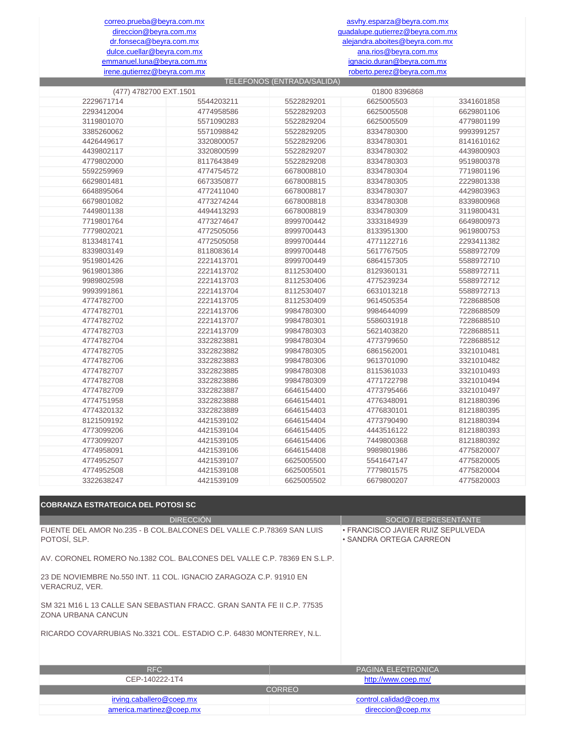| | |
|---|---|
| correo.prueba@beyra.com.mx | asvhy.esparza@beyra.com.mx |
| direccion@beyra.com.mx | guadalupe.gutierrez@beyra.com.mx |
| dr.fonseca@beyra.com.mx | alejandra.aboites@beyra.com.mx |
| dulce.cuellar@beyra.com.mx | ana.rios@beyra.com.mx |
| emmanuel.luna@beyra.com.mx | ignacio.duran@beyra.com.mx |
| irene.gutierrez@beyra.com.mx | roberto.perez@beyra.com.mx |

**TELEFONOS (ENTRADA/SALIDA)**

| (477) 4782700 EXT.1501 | | | 01800 8396868 | |
|---|---|---|---|---|
| 2229671714 | 5544203211 | 5522829201 | 6625005503 | 3341601858 |
| 2293412004 | 4774958586 | 5522829203 | 6625005508 | 6629801106 |
| 3119801070 | 5571090283 | 5522829204 | 6625005509 | 4779801199 |
| 3385260062 | 5571098842 | 5522829205 | 8334780300 | 9993991257 |
| 4426449617 | 3320800057 | 5522829206 | 8334780301 | 8141610162 |
| 4439802117 | 3320800599 | 5522829207 | 8334780302 | 4439800903 |
| 4779802000 | 8117643849 | 5522829208 | 8334780303 | 9519800378 |
| 5592259969 | 4774754572 | 6678008810 | 8334780304 | 7719801196 |
| 6629801481 | 6673350877 | 6678008815 | 8334780305 | 2229801338 |
| 6648895064 | 4772411040 | 6678008817 | 8334780307 | 4429803963 |
| 6679801082 | 4773274244 | 6678008818 | 8334780308 | 8339800968 |
| 7449801138 | 4494413293 | 6678008819 | 8334780309 | 3119800431 |
| 7719801764 | 4773274647 | 8999700442 | 3333184939 | 6649800973 |
| 7779802021 | 4772505056 | 8999700443 | 8133951300 | 9619800753 |
| 8133481741 | 4772505058 | 8999700444 | 4771122716 | 2293411382 |
| 8339803149 | 8118083614 | 8999700448 | 5617767505 | 5588972709 |
| 9519801426 | 2221413701 | 8999700449 | 6864157305 | 5588972710 |
| 9619801386 | 2221413702 | 8112530400 | 8129360131 | 5588972711 |
| 9989802598 | 2221413703 | 8112530406 | 4775239234 | 5588972712 |
| 9993991861 | 2221413704 | 8112530407 | 6631013218 | 5588972713 |
| 4774782700 | 2221413705 | 8112530409 | 9614505354 | 7228688508 |
| 4774782701 | 2221413706 | 9984780300 | 9984644099 | 7228688509 |
| 4774782702 | 2221413707 | 9984780301 | 5586031918 | 7228688510 |
| 4774782703 | 2221413709 | 9984780303 | 5621403820 | 7228688511 |
| 4774782704 | 3322823881 | 9984780304 | 4773799650 | 7228688512 |
| 4774782705 | 3322823882 | 9984780305 | 6861562001 | 3321010481 |
| 4774782706 | 3322823883 | 9984780306 | 9613701090 | 3321010482 |
| 4774782707 | 3322823885 | 9984780308 | 8115361033 | 3321010493 |
| 4774782708 | 3322823886 | 9984780309 | 4771722798 | 3321010494 |
| 4774782709 | 3322823887 | 6646154400 | 4773795466 | 3321010497 |
| 4774751958 | 3322823888 | 6646154401 | 4776348091 | 8121880396 |
| 4774320132 | 3322823889 | 6646154403 | 4776830101 | 8121880395 |
| 8121509192 | 4421539102 | 6646154404 | 4773790490 | 8121880394 |
| 4773099206 | 4421539104 | 6646154405 | 4443516122 | 8121880393 |
| 4773099207 | 4421539105 | 6646154406 | 7449800368 | 8121880392 |
| 4774958091 | 4421539106 | 6646154408 | 9989801986 | 4775820007 |
| 4774952507 | 4421539107 | 6625005500 | 5541647147 | 4775820005 |
| 4774952508 | 4421539108 | 6625005501 | 7779801575 | 4775820004 |
| 3322638247 | 4421539109 | 6625005502 | 6679800207 | 4775820003 |

## COBRANZA ESTRATEGICA DEL POTOSI SC

| DIRECCIÓN | SOCIO / REPRESENTANTE |
|---|---|
| FUENTE DEL AMOR No.235 - B COL.BALCONES DEL VALLE C.P.78369 SAN LUIS POTOSÍ, SLP.<br><br>AV. CORONEL ROMERO No.1382 COL. BALCONES DEL VALLE C.P. 78369 EN S.L.P.<br><br>23 DE NOVIEMBRE No.550 INT. 11 COL. IGNACIO ZARAGOZA C.P. 91910 EN VERACRUZ, VER.<br><br>SM 321 M16 L 13 CALLE SAN SEBASTIAN FRACC. GRAN SANTA FE II C.P. 77535 ZONA URBANA CANCUN<br><br>RICARDO COVARRUBIAS No.3321 COL. ESTADIO C.P. 64830 MONTERREY, N.L. | • FRANCISCO JAVIER RUIZ SEPULVEDA<br>• SANDRA ORTEGA CARREON |

| RFC | PAGINA ELECTRONICA |
|---|---|
| CEP-140222-1T4 | http://www.coep.mx/ |

**CORREO**

| | |
|---|---|
| irving.caballero@coep.mx | control.calidad@coep.mx |
| america.martinez@coep.mx | direccion@coep.mx |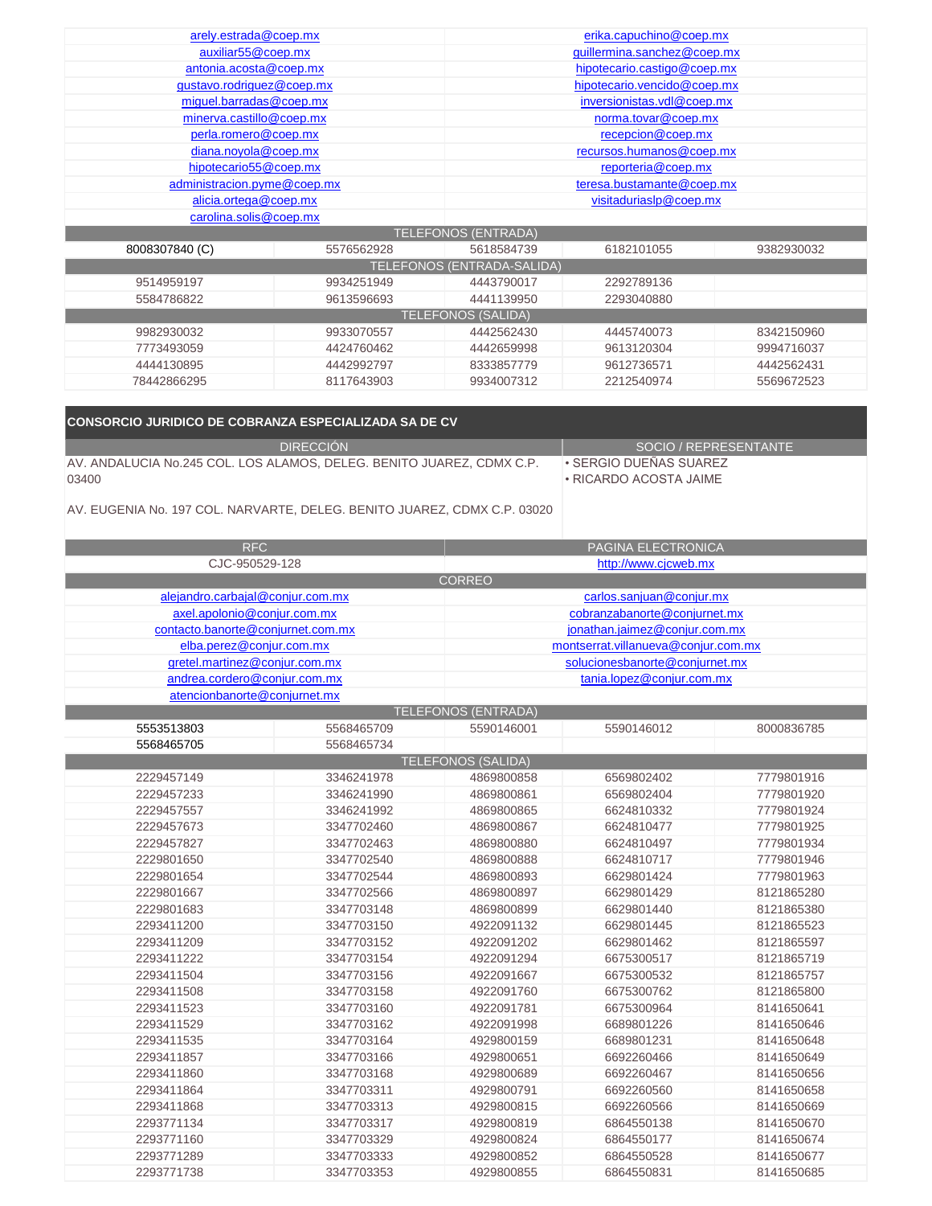| | |
|---|---|
| arely.estrada@coep.mx | erika.capuchino@coep.mx |
| auxiliar55@coep.mx | guillermina.sanchez@coep.mx |
| antonia.acosta@coep.mx | hipotecario.castigo@coep.mx |
| gustavo.rodriguez@coep.mx | hipotecario.vencido@coep.mx |
| miguel.barradas@coep.mx | inversionistas.vdl@coep.mx |
| minerva.castillo@coep.mx | norma.tovar@coep.mx |
| perla.romero@coep.mx | recepcion@coep.mx |
| diana.noyola@coep.mx | recursos.humanos@coep.mx |
| hipotecario55@coep.mx | reporteria@coep.mx |
| administracion.pyme@coep.mx | teresa.bustamante@coep.mx |
| alicia.ortega@coep.mx | visitaduriaslp@coep.mx |
| carolina.solis@coep.mx | |

| TELEFONOS (ENTRADA) | | | | |
|---|---|---|---|---|
| 8008307840 (C) | 5576562928 | 5618584739 | 6182101055 | 9382930032 |

| TELEFONOS (ENTRADA-SALIDA) | | | | |
|---|---|---|---|---|
| 9514959197 | 9934251949 | 4443790017 | 2292789136 | |
| 5584786822 | 9613596693 | 4441139950 | 2293040880 | |

| TELEFONOS (SALIDA) | | | | |
|---|---|---|---|---|
| 9982930032 | 9933070557 | 4442562430 | 4445740073 | 8342150960 |
| 7773493059 | 4424760462 | 4442659998 | 9613120304 | 9994716037 |
| 4444130895 | 4442992797 | 8333857779 | 9612736571 | 4442562431 |
| 78442866295 | 8117643903 | 9934007312 | 2212540974 | 5569672523 |

## CONSORCIO JURIDICO DE COBRANZA ESPECIALIZADA SA DE CV

| DIRECCIÓN | SOCIO / REPRESENTANTE |
|---|---|
| AV. ANDALUCIA No.245 COL. LOS ALAMOS, DELEG. BENITO JUAREZ, CDMX C.P. 03400<br><br>AV. EUGENIA No. 197 COL. NARVARTE, DELEG. BENITO JUAREZ, CDMX C.P. 03020 | • SERGIO DUEÑAS SUAREZ<br>• RICARDO ACOSTA JAIME |

| RFC | PAGINA ELECTRONICA |
|---|---|
| CJC-950529-128 | http://www.cjcweb.mx |

| CORREO | |
|---|---|
| alejandro.carbajal@conjur.com.mx | carlos.sanjuan@conjur.mx |
| axel.apolonio@conjur.com.mx | cobranzabanorte@conjurnet.mx |
| contacto.banorte@conjurnet.com.mx | jonathan.jaimez@conjur.com.mx |
| elba.perez@conjur.com.mx | montserrat.villanueva@conjur.com.mx |
| gretel.martinez@conjur.com.mx | solucionesbanorte@conjurnet.mx |
| andrea.cordero@conjur.com.mx | tania.lopez@conjur.com.mx |
| atencionbanorte@conjurnet.mx | |

| TELEFONOS (ENTRADA) | | | | |
|---|---|---|---|---|
| 5553513803 | 5568465709 | 5590146001 | 5590146012 | 8000836785 |
| 5568465705 | 5568465734 | | | |

| TELEFONOS (SALIDA) | | | | |
|---|---|---|---|---|
| 2229457149 | 3346241978 | 4869800858 | 6569802402 | 7779801916 |
| 2229457233 | 3346241990 | 4869800861 | 6569802404 | 7779801920 |
| 2229457557 | 3346241992 | 4869800865 | 6624810332 | 7779801924 |
| 2229457673 | 3347702460 | 4869800867 | 6624810477 | 7779801925 |
| 2229457827 | 3347702463 | 4869800880 | 6624810497 | 7779801934 |
| 2229801650 | 3347702540 | 4869800888 | 6624810717 | 7779801946 |
| 2229801654 | 3347702544 | 4869800893 | 6629801424 | 7779801963 |
| 2229801667 | 3347702566 | 4869800897 | 6629801429 | 8121865280 |
| 2229801683 | 3347703148 | 4869800899 | 6629801440 | 8121865380 |
| 2293411200 | 3347703150 | 4922091132 | 6629801445 | 8121865523 |
| 2293411209 | 3347703152 | 4922091202 | 6629801462 | 8121865597 |
| 2293411222 | 3347703154 | 4922091294 | 6675300517 | 8121865719 |
| 2293411504 | 3347703156 | 4922091667 | 6675300532 | 8121865757 |
| 2293411508 | 3347703158 | 4922091760 | 6675300762 | 8121865800 |
| 2293411523 | 3347703160 | 4922091781 | 6675300964 | 8141650641 |
| 2293411529 | 3347703162 | 4922091998 | 6689801226 | 8141650646 |
| 2293411535 | 3347703164 | 4929800159 | 6689801231 | 8141650648 |
| 2293411857 | 3347703166 | 4929800651 | 6692260466 | 8141650649 |
| 2293411860 | 3347703168 | 4929800689 | 6692260467 | 8141650656 |
| 2293411864 | 3347703311 | 4929800791 | 6692260560 | 8141650658 |
| 2293411868 | 3347703313 | 4929800815 | 6692260566 | 8141650669 |
| 2293771134 | 3347703317 | 4929800819 | 6864550138 | 8141650670 |
| 2293771160 | 3347703329 | 4929800824 | 6864550177 | 8141650674 |
| 2293771289 | 3347703333 | 4929800852 | 6864550528 | 8141650677 |
| 2293771738 | 3347703353 | 4929800855 | 6864550831 | 8141650685 |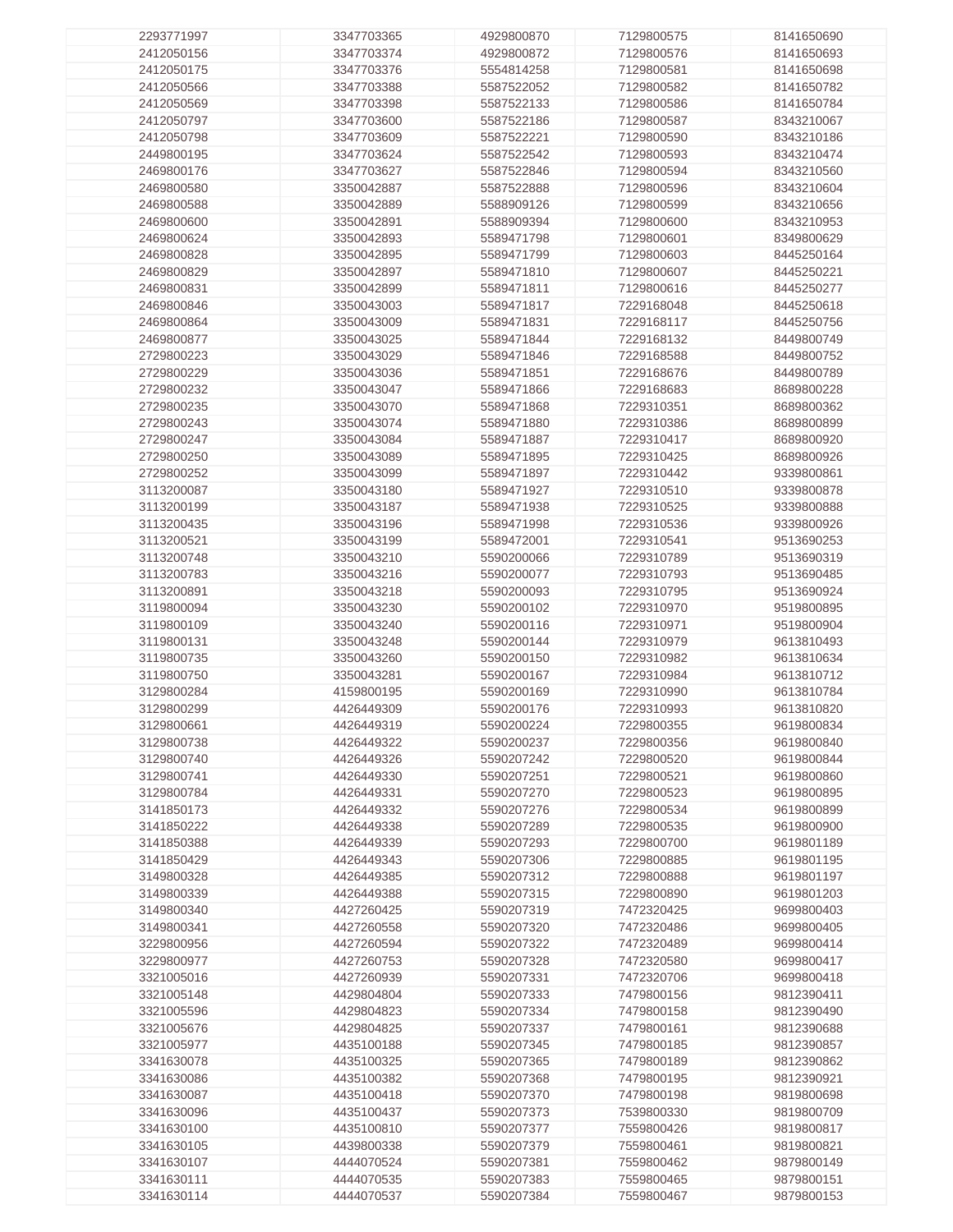| | | | | |
|---|---|---|---|---|
| 2293771997 | 3347703365 | 4929800870 | 7129800575 | 8141650690 |
| 2412050156 | 3347703374 | 4929800872 | 7129800576 | 8141650693 |
| 2412050175 | 3347703376 | 5554814258 | 7129800581 | 8141650698 |
| 2412050566 | 3347703388 | 5587522052 | 7129800582 | 8141650782 |
| 2412050569 | 3347703398 | 5587522133 | 7129800586 | 8141650784 |
| 2412050797 | 3347703600 | 5587522186 | 7129800587 | 8343210067 |
| 2412050798 | 3347703609 | 5587522221 | 7129800590 | 8343210186 |
| 2449800195 | 3347703624 | 5587522542 | 7129800593 | 8343210474 |
| 2469800176 | 3347703627 | 5587522846 | 7129800594 | 8343210560 |
| 2469800580 | 3350042887 | 5587522888 | 7129800596 | 8343210604 |
| 2469800588 | 3350042889 | 5588909126 | 7129800599 | 8343210656 |
| 2469800600 | 3350042891 | 5588909394 | 7129800600 | 8343210953 |
| 2469800624 | 3350042893 | 5589471798 | 7129800601 | 8349800629 |
| 2469800828 | 3350042895 | 5589471799 | 7129800603 | 8445250164 |
| 2469800829 | 3350042897 | 5589471810 | 7129800607 | 8445250221 |
| 2469800831 | 3350042899 | 5589471811 | 7129800616 | 8445250277 |
| 2469800846 | 3350043003 | 5589471817 | 7229168048 | 8445250618 |
| 2469800864 | 3350043009 | 5589471831 | 7229168117 | 8445250756 |
| 2469800877 | 3350043025 | 5589471844 | 7229168132 | 8449800749 |
| 2729800223 | 3350043029 | 5589471846 | 7229168588 | 8449800752 |
| 2729800229 | 3350043036 | 5589471851 | 7229168676 | 8449800789 |
| 2729800232 | 3350043047 | 5589471866 | 7229168683 | 8689800228 |
| 2729800235 | 3350043070 | 5589471868 | 7229310351 | 8689800362 |
| 2729800243 | 3350043074 | 5589471880 | 7229310386 | 8689800899 |
| 2729800247 | 3350043084 | 5589471887 | 7229310417 | 8689800920 |
| 2729800250 | 3350043089 | 5589471895 | 7229310425 | 8689800926 |
| 2729800252 | 3350043099 | 5589471897 | 7229310442 | 9339800861 |
| 3113200087 | 3350043180 | 5589471927 | 7229310510 | 9339800878 |
| 3113200199 | 3350043187 | 5589471938 | 7229310525 | 9339800888 |
| 3113200435 | 3350043196 | 5589471998 | 7229310536 | 9339800926 |
| 3113200521 | 3350043199 | 5589472001 | 7229310541 | 9513690253 |
| 3113200748 | 3350043210 | 5590200066 | 7229310789 | 9513690319 |
| 3113200783 | 3350043216 | 5590200077 | 7229310793 | 9513690485 |
| 3113200891 | 3350043218 | 5590200093 | 7229310795 | 9513690924 |
| 3119800094 | 3350043230 | 5590200102 | 7229310970 | 9519800895 |
| 3119800109 | 3350043240 | 5590200116 | 7229310971 | 9519800904 |
| 3119800131 | 3350043248 | 5590200144 | 7229310979 | 9613810493 |
| 3119800735 | 3350043260 | 5590200150 | 7229310982 | 9613810634 |
| 3119800750 | 3350043281 | 5590200167 | 7229310984 | 9613810712 |
| 3129800284 | 4159800195 | 5590200169 | 7229310990 | 9613810784 |
| 3129800299 | 4426449309 | 5590200176 | 7229310993 | 9613810820 |
| 3129800661 | 4426449319 | 5590200224 | 7229800355 | 9619800834 |
| 3129800738 | 4426449322 | 5590200237 | 7229800356 | 9619800840 |
| 3129800740 | 4426449326 | 5590207242 | 7229800520 | 9619800844 |
| 3129800741 | 4426449330 | 5590207251 | 7229800521 | 9619800860 |
| 3129800784 | 4426449331 | 5590207270 | 7229800523 | 9619800895 |
| 3141850173 | 4426449332 | 5590207276 | 7229800534 | 9619800899 |
| 3141850222 | 4426449338 | 5590207289 | 7229800535 | 9619800900 |
| 3141850388 | 4426449339 | 5590207293 | 7229800700 | 9619801189 |
| 3141850429 | 4426449343 | 5590207306 | 7229800885 | 9619801195 |
| 3149800328 | 4426449385 | 5590207312 | 7229800888 | 9619801197 |
| 3149800339 | 4426449388 | 5590207315 | 7229800890 | 9619801203 |
| 3149800340 | 4427260425 | 5590207319 | 7472320425 | 9699800403 |
| 3149800341 | 4427260558 | 5590207320 | 7472320486 | 9699800405 |
| 3229800956 | 4427260594 | 5590207322 | 7472320489 | 9699800414 |
| 3229800977 | 4427260753 | 5590207328 | 7472320580 | 9699800417 |
| 3321005016 | 4427260939 | 5590207331 | 7472320706 | 9699800418 |
| 3321005148 | 4429804804 | 5590207333 | 7479800156 | 9812390411 |
| 3321005596 | 4429804823 | 5590207334 | 7479800158 | 9812390490 |
| 3321005676 | 4429804825 | 5590207337 | 7479800161 | 9812390688 |
| 3321005977 | 4435100188 | 5590207345 | 7479800185 | 9812390857 |
| 3341630078 | 4435100325 | 5590207365 | 7479800189 | 9812390862 |
| 3341630086 | 4435100382 | 5590207368 | 7479800195 | 9812390921 |
| 3341630087 | 4435100418 | 5590207370 | 7479800198 | 9819800698 |
| 3341630096 | 4435100437 | 5590207373 | 7539800330 | 9819800709 |
| 3341630100 | 4435100810 | 5590207377 | 7559800426 | 9819800817 |
| 3341630105 | 4439800338 | 5590207379 | 7559800461 | 9819800821 |
| 3341630107 | 4444070524 | 5590207381 | 7559800462 | 9879800149 |
| 3341630111 | 4444070535 | 5590207383 | 7559800465 | 9879800151 |
| 3341630114 | 4444070537 | 5590207384 | 7559800467 | 9879800153 |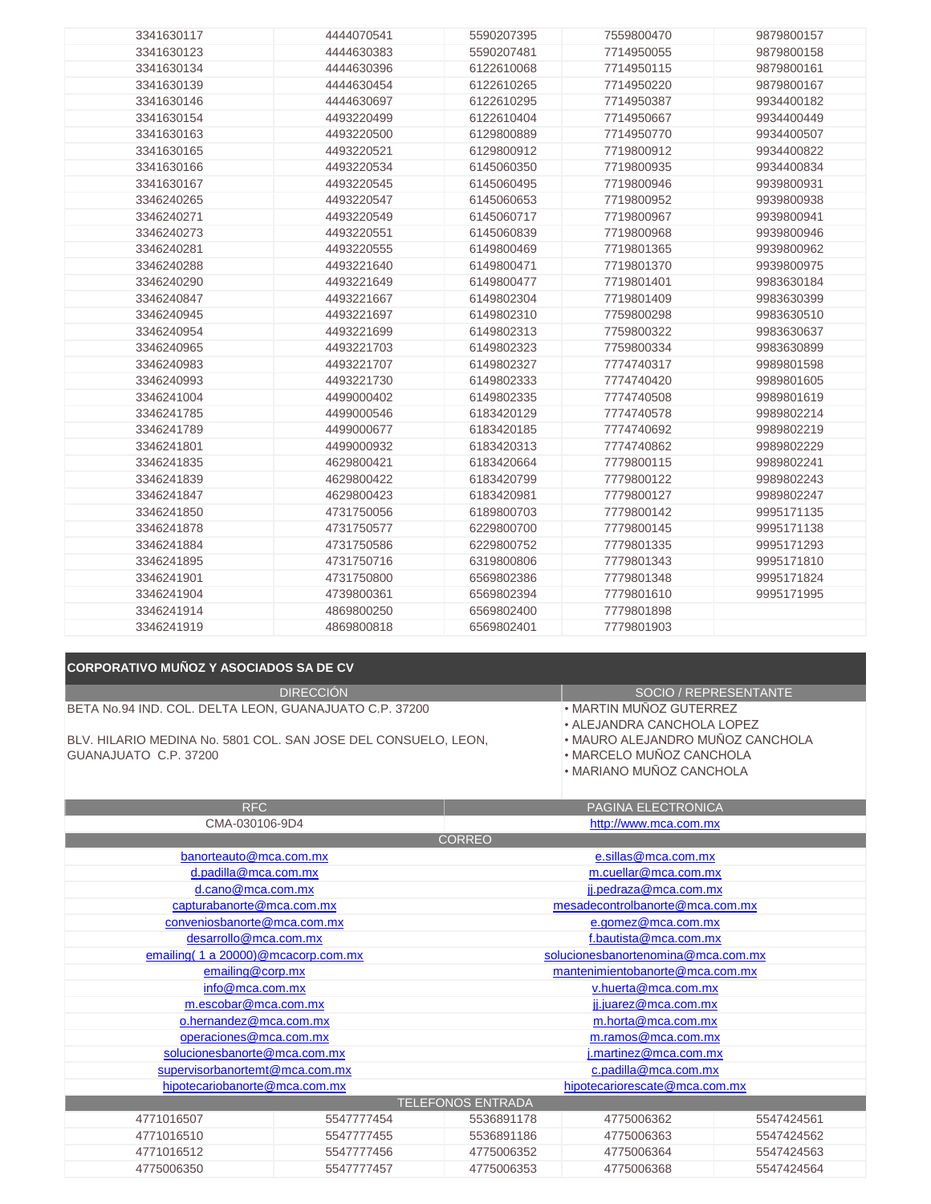| | | | | |
|---|---|---|---|---|
| 3341630117 | 4444070541 | 5590207395 | 7559800470 | 9879800157 |
| 3341630123 | 4444630383 | 5590207481 | 7714950055 | 9879800158 |
| 3341630134 | 4444630396 | 6122610068 | 7714950115 | 9879800161 |
| 3341630139 | 4444630454 | 6122610265 | 7714950220 | 9879800167 |
| 3341630146 | 4444630697 | 6122610295 | 7714950387 | 9934400182 |
| 3341630154 | 4493220499 | 6122610404 | 7714950667 | 9934400449 |
| 3341630163 | 4493220500 | 6129800889 | 7714950770 | 9934400507 |
| 3341630165 | 4493220521 | 6129800912 | 7719800912 | 9934400822 |
| 3341630166 | 4493220534 | 6145060350 | 7719800935 | 9934400834 |
| 3341630167 | 4493220545 | 6145060495 | 7719800946 | 9939800931 |
| 3346240265 | 4493220547 | 6145060653 | 7719800952 | 9939800938 |
| 3346240271 | 4493220549 | 6145060717 | 7719800967 | 9939800941 |
| 3346240273 | 4493220551 | 6145060839 | 7719800968 | 9939800946 |
| 3346240281 | 4493220555 | 6149800469 | 7719801365 | 9939800962 |
| 3346240288 | 4493221640 | 6149800471 | 7719801370 | 9939800975 |
| 3346240290 | 4493221649 | 6149800477 | 7719801401 | 9983630184 |
| 3346240847 | 4493221667 | 6149802304 | 7719801409 | 9983630399 |
| 3346240945 | 4493221697 | 6149802310 | 7759800298 | 9983630510 |
| 3346240954 | 4493221699 | 6149802313 | 7759800322 | 9983630637 |
| 3346240965 | 4493221703 | 6149802323 | 7759800334 | 9983630899 |
| 3346240983 | 4493221707 | 6149802327 | 7774740317 | 9989801598 |
| 3346240993 | 4493221730 | 6149802333 | 7774740420 | 9989801605 |
| 3346241004 | 4499000402 | 6149802335 | 7774740508 | 9989801619 |
| 3346241785 | 4499000546 | 6183420129 | 7774740578 | 9989802214 |
| 3346241789 | 4499000677 | 6183420185 | 7774740692 | 9989802219 |
| 3346241801 | 4499000932 | 6183420313 | 7774740862 | 9989802229 |
| 3346241835 | 4629800421 | 6183420664 | 7779800115 | 9989802241 |
| 3346241839 | 4629800422 | 6183420799 | 7779800122 | 9989802243 |
| 3346241847 | 4629800423 | 6183420981 | 7779800127 | 9989802247 |
| 3346241850 | 4731750056 | 6189800703 | 7779800142 | 9995171135 |
| 3346241878 | 4731750577 | 6229800700 | 7779800145 | 9995171138 |
| 3346241884 | 4731750586 | 6229800752 | 7779801335 | 9995171293 |
| 3346241895 | 4731750716 | 6319800806 | 7779801343 | 9995171810 |
| 3346241901 | 4731750800 | 6569802386 | 7779801348 | 9995171824 |
| 3346241904 | 4739800361 | 6569802394 | 7779801610 | 9995171995 |
| 3346241914 | 4869800250 | 6569802400 | 7779801898 | |
| 3346241919 | 4869800818 | 6569802401 | 7779801903 | |

## CORPORATIVO MUÑOZ Y ASOCIADOS SA DE CV

| DIRECCIÓN | SOCIO / REPRESENTANTE |
|---|---|
| BETA No.94 IND. COL. DELTA LEON, GUANAJUATO C.P. 37200<br><br>BLVD. HILARIO MEDINA No. 5801 COL. SAN JOSE DEL CONSUELO, LEON, GUANAJUATO C.P. 37200 | • MARTIN MUÑOZ GUTERREZ<br>• ALEJANDRA CANCHOLA LOPEZ<br>• MAURO ALEJANDRO MUÑOZ CANCHOLA<br>• MARCELO MUÑOZ CANCHOLA<br>• MARIANO MUÑOZ CANCHOLA |

| RFC | PAGINA ELECTRONICA |
|---|---|
| CMA-030106-9D4 | http://www.mca.com.mx |

| CORREO | |
|---|---|
| banorteauto@mca.com.mx | e.sillas@mca.com.mx |
| d.padilla@mca.com.mx | m.cuellar@mca.com.mx |
| d.cano@mca.com.mx | jj.pedraza@mca.com.mx |
| capturabanorte@mca.com.mx | mesadecontrolbanorte@mca.com.mx |
| conveniosbanorte@mca.com.mx | e.gomez@mca.com.mx |
| desarrollo@mca.com.mx | f.bautista@mca.com.mx |
| emailing( 1 a 20000)@mcacorp.com.mx | solucionesbanortenomina@mca.com.mx |
| emailing@corp.mx | mantenimientobanorte@mca.com.mx |
| info@mca.com.mx | v.huerta@mca.com.mx |
| m.escobar@mca.com.mx | jj.juarez@mca.com.mx |
| o.hernandez@mca.com.mx | m.horta@mca.com.mx |
| operaciones@mca.com.mx | m.ramos@mca.com.mx |
| solucionesbanorte@mca.com.mx | j.martinez@mca.com.mx |
| supervisorbanortemt@mca.com.mx | c.padilla@mca.com.mx |
| hipotecariobanorte@mca.com.mx | hipotecariorescate@mca.com.mx |

| TELEFONOS ENTRADA | | | | |
|---|---|---|---|---|
| 4771016507 | 5547777454 | 5536891178 | 4775006362 | 5547424561 |
| 4771016510 | 5547777455 | 5536891186 | 4775006363 | 5547424562 |
| 4771016512 | 5547777456 | 4775006352 | 4775006364 | 5547424563 |
| 4775006350 | 5547777457 | 4775006353 | 4775006368 | 5547424564 |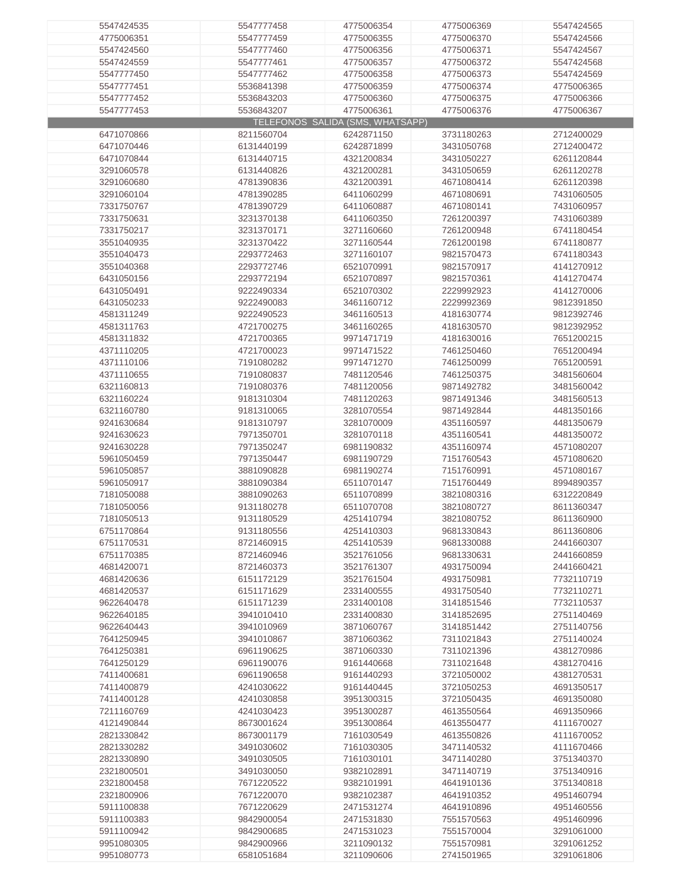| | | | | |
|---|---|---|---|---|
| 5547424535 | 5547777458 | 4775006354 | 4775006369 | 5547424565 |
| 4775006351 | 5547777459 | 4775006355 | 4775006370 | 5547424566 |
| 5547424560 | 5547777460 | 4775006356 | 4775006371 | 5547424567 |
| 5547424559 | 5547777461 | 4775006357 | 4775006372 | 5547424568 |
| 5547777450 | 5547777462 | 4775006358 | 4775006373 | 5547424569 |
| 5547777451 | 5536841398 | 4775006359 | 4775006374 | 4775006365 |
| 5547777452 | 5536843203 | 4775006360 | 4775006375 | 4775006366 |
| 5547777453 | 5536843207 | 4775006361 | 4775006376 | 4775006367 |
| TELEFONOS SALIDA (SMS, WHATSAPP) | | | | |
| 6471070866 | 8211560704 | 6242871150 | 3731180263 | 2712400029 |
| 6471070446 | 6131440199 | 6242871899 | 3431050768 | 2712400472 |
| 6471070844 | 6131440715 | 4321200834 | 3431050227 | 6261120844 |
| 3291060578 | 6131440826 | 4321200281 | 3431050659 | 6261120278 |
| 3291060680 | 4781390836 | 4321200391 | 4671080414 | 6261120398 |
| 3291060104 | 4781390285 | 6411060299 | 4671080691 | 7431060505 |
| 7331750767 | 4781390729 | 6411060887 | 4671080141 | 7431060957 |
| 7331750631 | 3231370138 | 6411060350 | 7261200397 | 7431060389 |
| 7331750217 | 3231370171 | 3271160660 | 7261200948 | 6741180454 |
| 3551040935 | 3231370422 | 3271160544 | 7261200198 | 6741180877 |
| 3551040473 | 2293772463 | 3271160107 | 9821570473 | 6741180343 |
| 3551040368 | 2293772746 | 6521070991 | 9821570917 | 4141270912 |
| 6431050156 | 2293772194 | 6521070897 | 9821570361 | 4141270474 |
| 6431050491 | 9222490334 | 6521070302 | 2229992923 | 4141270006 |
| 6431050233 | 9222490083 | 3461160712 | 2229992369 | 9812391850 |
| 4581311249 | 9222490523 | 3461160513 | 4181630774 | 9812392746 |
| 4581311763 | 4721700275 | 3461160265 | 4181630570 | 9812392952 |
| 4581311832 | 4721700365 | 9971471719 | 4181630016 | 7651200215 |
| 4371110205 | 4721700023 | 9971471522 | 7461250460 | 7651200494 |
| 4371110106 | 7191080282 | 9971471270 | 7461250099 | 7651200591 |
| 4371110655 | 7191080837 | 7481120546 | 7461250375 | 3481560604 |
| 6321160813 | 7191080376 | 7481120056 | 9871492782 | 3481560042 |
| 6321160224 | 9181310304 | 7481120263 | 9871491346 | 3481560513 |
| 6321160780 | 9181310065 | 3281070554 | 9871492844 | 4481350166 |
| 9241630684 | 9181310797 | 3281070009 | 4351160597 | 4481350679 |
| 9241630623 | 7971350701 | 3281070118 | 4351160541 | 4481350072 |
| 9241630228 | 7971350247 | 6981190832 | 4351160974 | 4571080207 |
| 5961050459 | 7971350447 | 6981190729 | 7151760543 | 4571080620 |
| 5961050857 | 3881090828 | 6981190274 | 7151760991 | 4571080167 |
| 5961050917 | 3881090384 | 6511070147 | 7151760449 | 8994890357 |
| 7181050088 | 3881090263 | 6511070899 | 3821080316 | 6312220849 |
| 7181050056 | 9131180278 | 6511070708 | 3821080727 | 8611360347 |
| 7181050513 | 9131180529 | 4251410794 | 3821080752 | 8611360900 |
| 6751170864 | 9131180556 | 4251410303 | 9681330843 | 8611360806 |
| 6751170531 | 8721460915 | 4251410539 | 9681330088 | 2441660307 |
| 6751170385 | 8721460946 | 3521761056 | 9681330631 | 2441660859 |
| 4681420071 | 8721460373 | 3521761307 | 4931750094 | 2441660421 |
| 4681420636 | 6151172129 | 3521761504 | 4931750981 | 7732110719 |
| 4681420537 | 6151171629 | 2331400555 | 4931750540 | 7732110271 |
| 9622640478 | 6151171239 | 2331400108 | 3141851546 | 7732110537 |
| 9622640185 | 3941010410 | 2331400830 | 3141852695 | 2751140469 |
| 9622640443 | 3941010969 | 3871060767 | 3141851442 | 2751140756 |
| 7641250945 | 3941010867 | 3871060362 | 7311021843 | 2751140024 |
| 7641250381 | 6961190625 | 3871060330 | 7311021396 | 4381270986 |
| 7641250129 | 6961190076 | 9161440668 | 7311021648 | 4381270416 |
| 7411400681 | 6961190658 | 9161440293 | 3721050002 | 4381270531 |
| 7411400879 | 4241030622 | 9161440445 | 3721050253 | 4691350517 |
| 7411400128 | 4241030858 | 3951300315 | 3721050435 | 4691350080 |
| 7211160769 | 4241030423 | 3951300287 | 4613550564 | 4691350966 |
| 4121490844 | 8673001624 | 3951300864 | 4613550477 | 4111670027 |
| 2821330842 | 8673001179 | 7161030549 | 4613550826 | 4111670052 |
| 2821330282 | 3491030602 | 7161030305 | 3471140532 | 4111670466 |
| 2821330890 | 3491030505 | 7161030101 | 3471140280 | 3751340370 |
| 2321800501 | 3491030050 | 9382102891 | 3471140719 | 3751340916 |
| 2321800458 | 7671220522 | 9382101991 | 4641910136 | 3751340818 |
| 2321800906 | 7671220070 | 9382102387 | 4641910352 | 4951460794 |
| 5911100838 | 7671220629 | 2471531274 | 4641910896 | 4951460556 |
| 5911100383 | 9842900054 | 2471531830 | 7551570563 | 4951460996 |
| 5911100942 | 9842900685 | 2471531023 | 7551570004 | 3291061000 |
| 9951080305 | 9842900966 | 3211090132 | 7551570981 | 3291061252 |
| 9951080773 | 6581051684 | 3211090606 | 2741501965 | 3291061806 |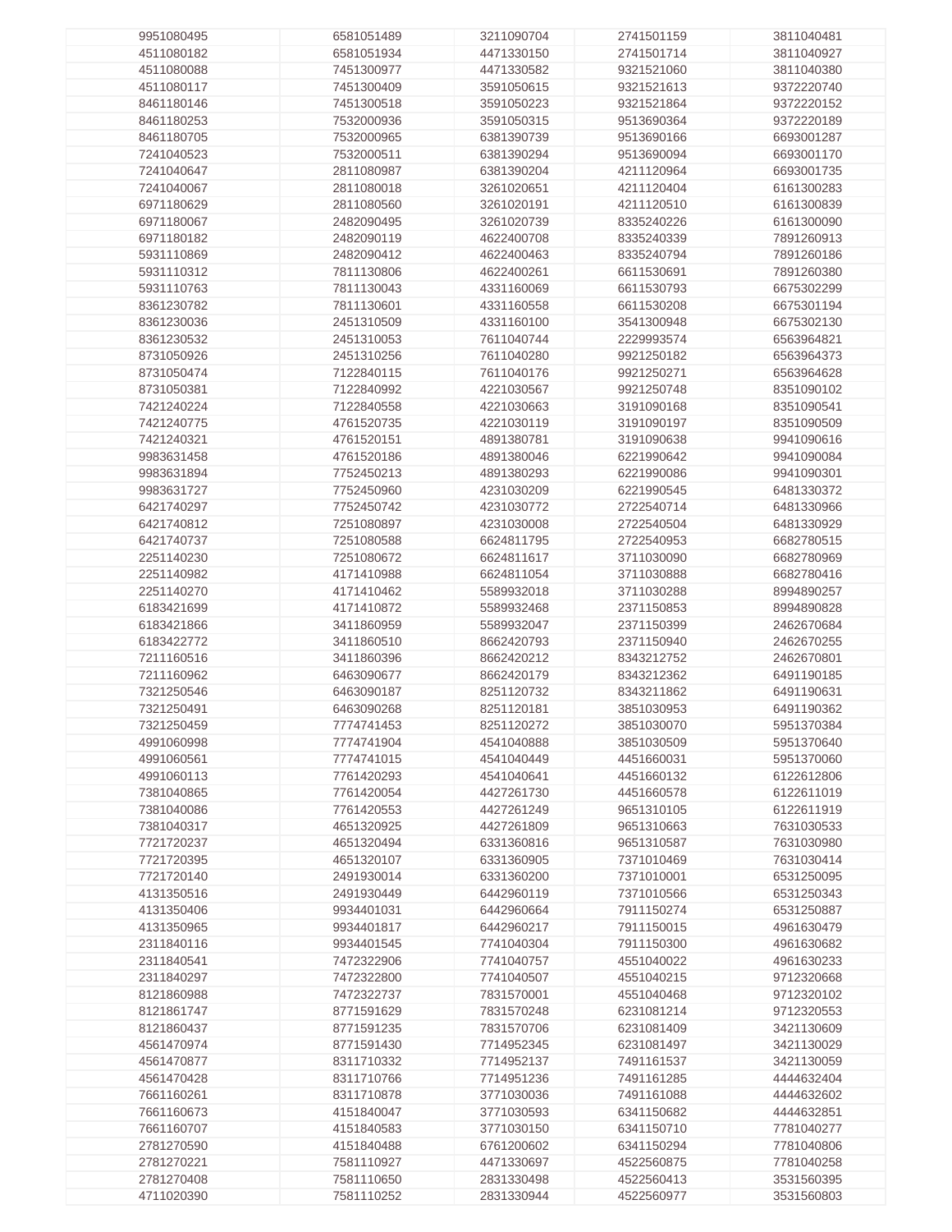| | | | | |
|---|---|---|---|---|
| 9951080495 | 6581051489 | 3211090704 | 2741501159 | 3811040481 |
| 4511080182 | 6581051934 | 4471330150 | 2741501714 | 3811040927 |
| 4511080088 | 7451300977 | 4471330582 | 9321521060 | 3811040380 |
| 4511080117 | 7451300409 | 3591050615 | 9321521613 | 9372220740 |
| 8461180146 | 7451300518 | 3591050223 | 9321521864 | 9372220152 |
| 8461180253 | 7532000936 | 3591050315 | 9513690364 | 9372220189 |
| 8461180705 | 7532000965 | 6381390739 | 9513690166 | 6693001287 |
| 7241040523 | 7532000511 | 6381390294 | 9513690094 | 6693001170 |
| 7241040647 | 2811080987 | 6381390204 | 4211120964 | 6693001735 |
| 7241040067 | 2811080018 | 3261020651 | 4211120404 | 6161300283 |
| 6971180629 | 2811080560 | 3261020191 | 4211120510 | 6161300839 |
| 6971180067 | 2482090495 | 3261020739 | 8335240226 | 6161300090 |
| 6971180182 | 2482090119 | 4622400708 | 8335240339 | 7891260913 |
| 5931110869 | 2482090412 | 4622400463 | 8335240794 | 7891260186 |
| 5931110312 | 7811130806 | 4622400261 | 6611530691 | 7891260380 |
| 5931110763 | 7811130043 | 4331160069 | 6611530793 | 6675302299 |
| 8361230782 | 7811130601 | 4331160558 | 6611530208 | 6675301194 |
| 8361230036 | 2451310509 | 4331160100 | 3541300948 | 6675302130 |
| 8361230532 | 2451310053 | 7611040744 | 2229993574 | 6563964821 |
| 8731050926 | 2451310256 | 7611040280 | 9921250182 | 6563964373 |
| 8731050474 | 7122840115 | 7611040176 | 9921250271 | 6563964628 |
| 8731050381 | 7122840992 | 4221030567 | 9921250748 | 8351090102 |
| 7421240224 | 7122840558 | 4221030663 | 3191090168 | 8351090541 |
| 7421240775 | 4761520735 | 4221030119 | 3191090197 | 8351090509 |
| 7421240321 | 4761520151 | 4891380781 | 3191090638 | 9941090616 |
| 9983631458 | 4761520186 | 4891380046 | 6221990642 | 9941090084 |
| 9983631894 | 7752450213 | 4891380293 | 6221990086 | 9941090301 |
| 9983631727 | 7752450960 | 4231030209 | 6221990545 | 6481330372 |
| 6421740297 | 7752450742 | 4231030772 | 2722540714 | 6481330966 |
| 6421740812 | 7251080897 | 4231030008 | 2722540504 | 6481330929 |
| 6421740737 | 7251080588 | 6624811795 | 2722540953 | 6682780515 |
| 2251140230 | 7251080672 | 6624811617 | 3711030090 | 6682780969 |
| 2251140982 | 4171410988 | 6624811054 | 3711030888 | 6682780416 |
| 2251140270 | 4171410462 | 5589932018 | 3711030288 | 8994890257 |
| 6183421699 | 4171410872 | 5589932468 | 2371150853 | 8994890828 |
| 6183421866 | 3411860959 | 5589932047 | 2371150399 | 2462670684 |
| 6183422772 | 3411860510 | 8662420793 | 2371150940 | 2462670255 |
| 7211160516 | 3411860396 | 8662420212 | 8343212752 | 2462670801 |
| 7211160962 | 6463090677 | 8662420179 | 8343212362 | 6491190185 |
| 7321250546 | 6463090187 | 8251120732 | 8343211862 | 6491190631 |
| 7321250491 | 6463090268 | 8251120181 | 3851030953 | 6491190362 |
| 7321250459 | 7774741453 | 8251120272 | 3851030070 | 5951370384 |
| 4991060998 | 7774741904 | 4541040888 | 3851030509 | 5951370640 |
| 4991060561 | 7774741015 | 4541040449 | 4451660031 | 5951370060 |
| 4991060113 | 7761420293 | 4541040641 | 4451660132 | 6122612806 |
| 7381040865 | 7761420054 | 4427261730 | 4451660578 | 6122611019 |
| 7381040086 | 7761420553 | 4427261249 | 9651310105 | 6122611919 |
| 7381040317 | 4651320925 | 4427261809 | 9651310663 | 7631030533 |
| 7721720237 | 4651320494 | 6331360816 | 9651310587 | 7631030980 |
| 7721720395 | 4651320107 | 6331360905 | 7371010469 | 7631030414 |
| 7721720140 | 2491930014 | 6331360200 | 7371010001 | 6531250095 |
| 4131350516 | 2491930449 | 6442960119 | 7371010566 | 6531250343 |
| 4131350406 | 9934401031 | 6442960664 | 7911150274 | 6531250887 |
| 4131350965 | 9934401817 | 6442960217 | 7911150015 | 4961630479 |
| 2311840116 | 9934401545 | 7741040304 | 7911150300 | 4961630682 |
| 2311840541 | 7472322906 | 7741040757 | 4551040022 | 4961630233 |
| 2311840297 | 7472322800 | 7741040507 | 4551040215 | 9712320668 |
| 8121860988 | 7472322737 | 7831570001 | 4551040468 | 9712320102 |
| 8121861747 | 8771591629 | 7831570248 | 6231081214 | 9712320553 |
| 8121860437 | 8771591235 | 7831570706 | 6231081409 | 3421130609 |
| 4561470974 | 8771591430 | 7714952345 | 6231081497 | 3421130029 |
| 4561470877 | 8311710332 | 7714952137 | 7491161537 | 3421130059 |
| 4561470428 | 8311710766 | 7714951236 | 7491161285 | 4444632404 |
| 7661160261 | 8311710878 | 3771030036 | 7491161088 | 4444632602 |
| 7661160673 | 4151840047 | 3771030593 | 6341150682 | 4444632851 |
| 7661160707 | 4151840583 | 3771030150 | 6341150710 | 7781040277 |
| 2781270590 | 4151840488 | 6761200602 | 6341150294 | 7781040806 |
| 2781270221 | 7581110927 | 4471330697 | 4522560875 | 7781040258 |
| 2781270408 | 7581110650 | 2831330498 | 4522560413 | 3531560395 |
| 4711020390 | 7581110252 | 2831330944 | 4522560977 | 3531560803 |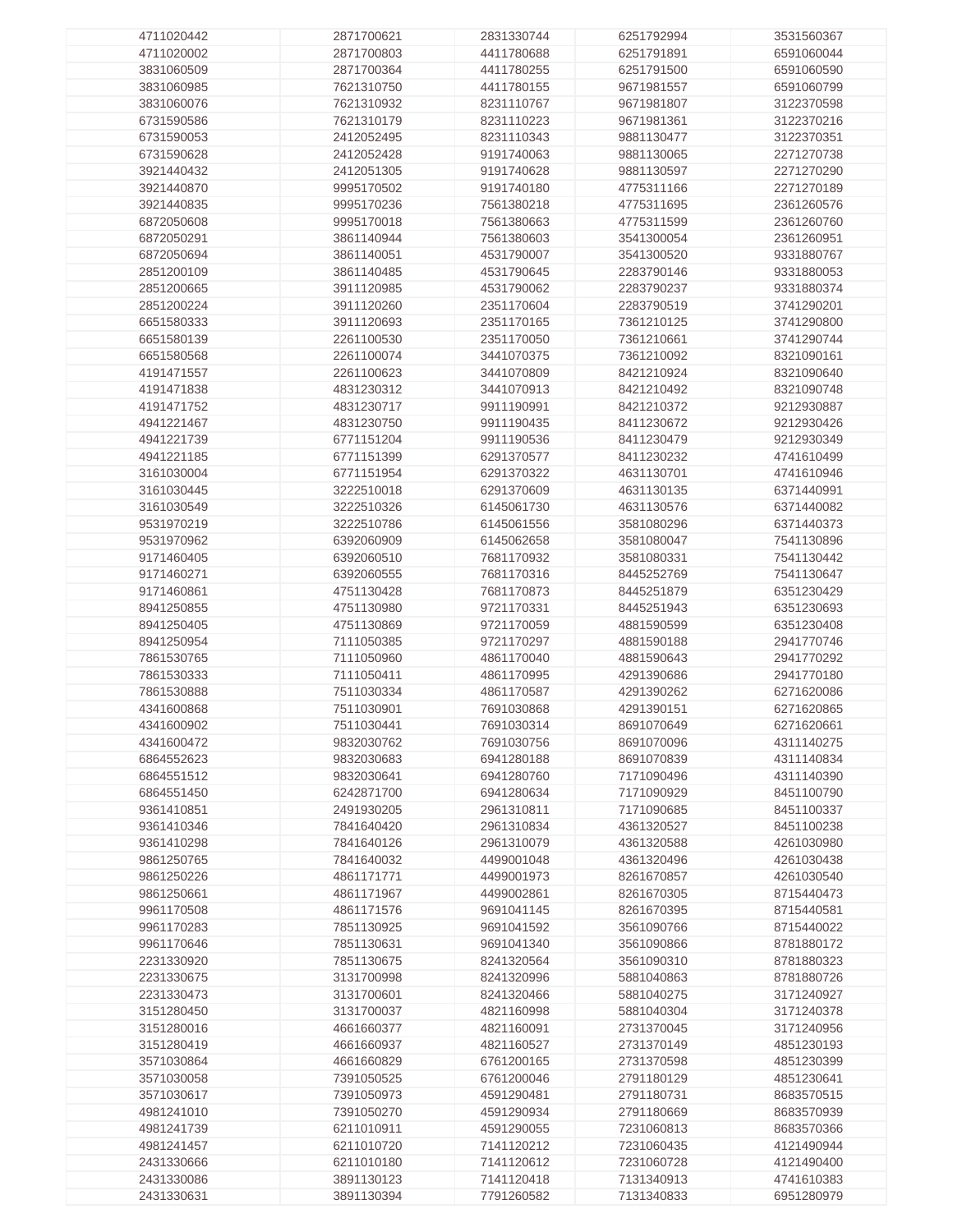| | | | | |
|---|---|---|---|---|
| 4711020442 | 2871700621 | 2831330744 | 6251792994 | 3531560367 |
| 4711020002 | 2871700803 | 4411780688 | 6251791891 | 6591060044 |
| 3831060509 | 2871700364 | 4411780255 | 6251791500 | 6591060590 |
| 3831060985 | 7621310750 | 4411780155 | 9671981557 | 6591060799 |
| 3831060076 | 7621310932 | 8231110767 | 9671981807 | 3122370598 |
| 6731590586 | 7621310179 | 8231110223 | 9671981361 | 3122370216 |
| 6731590053 | 2412052495 | 8231110343 | 9881130477 | 3122370351 |
| 6731590628 | 2412052428 | 9191740063 | 9881130065 | 2271270738 |
| 3921440432 | 2412051305 | 9191740628 | 9881130597 | 2271270290 |
| 3921440870 | 9995170502 | 9191740180 | 4775311166 | 2271270189 |
| 3921440835 | 9995170236 | 7561380218 | 4775311695 | 2361260576 |
| 6872050608 | 9995170018 | 7561380663 | 4775311599 | 2361260760 |
| 6872050291 | 3861140944 | 7561380603 | 3541300054 | 2361260951 |
| 6872050694 | 3861140051 | 4531790007 | 3541300520 | 9331880767 |
| 2851200109 | 3861140485 | 4531790645 | 2283790146 | 9331880053 |
| 2851200665 | 3911120985 | 4531790062 | 2283790237 | 9331880374 |
| 2851200224 | 3911120260 | 2351170604 | 2283790519 | 3741290201 |
| 6651580333 | 3911120693 | 2351170165 | 7361210125 | 3741290800 |
| 6651580139 | 2261100530 | 2351170050 | 7361210661 | 3741290744 |
| 6651580568 | 2261100074 | 3441070375 | 7361210092 | 8321090161 |
| 4191471557 | 2261100623 | 3441070809 | 8421210924 | 8321090640 |
| 4191471838 | 4831230312 | 3441070913 | 8421210492 | 8321090748 |
| 4191471752 | 4831230717 | 9911190991 | 8421210372 | 9212930887 |
| 4941221467 | 4831230750 | 9911190435 | 8411230672 | 9212930426 |
| 4941221739 | 6771151204 | 9911190536 | 8411230479 | 9212930349 |
| 4941221185 | 6771151399 | 6291370577 | 8411230232 | 4741610499 |
| 3161030004 | 6771151954 | 6291370322 | 4631130701 | 4741610946 |
| 3161030445 | 3222510018 | 6291370609 | 4631130135 | 6371440991 |
| 3161030549 | 3222510326 | 6145061730 | 4631130576 | 6371440082 |
| 9531970219 | 3222510786 | 6145061556 | 3581080296 | 6371440373 |
| 9531970962 | 6392060909 | 6145062658 | 3581080047 | 7541130896 |
| 9171460405 | 6392060510 | 7681170932 | 3581080331 | 7541130442 |
| 9171460271 | 6392060555 | 7681170316 | 8445252769 | 7541130647 |
| 9171460861 | 4751130428 | 7681170873 | 8445251879 | 6351230429 |
| 8941250855 | 4751130980 | 9721170331 | 8445251943 | 6351230693 |
| 8941250405 | 4751130869 | 9721170059 | 4881590599 | 6351230408 |
| 8941250954 | 7111050385 | 9721170297 | 4881590188 | 2941770746 |
| 7861530765 | 7111050960 | 4861170040 | 4881590643 | 2941770292 |
| 7861530333 | 7111050411 | 4861170995 | 4291390686 | 2941770180 |
| 7861530888 | 7511030334 | 4861170587 | 4291390262 | 6271620086 |
| 4341600868 | 7511030901 | 7691030868 | 4291390151 | 6271620865 |
| 4341600902 | 7511030441 | 7691030314 | 8691070649 | 6271620661 |
| 4341600472 | 9832030762 | 7691030756 | 8691070096 | 4311140275 |
| 6864552623 | 9832030683 | 6941280188 | 8691070839 | 4311140834 |
| 6864551512 | 9832030641 | 6941280760 | 7171090496 | 4311140390 |
| 6864551450 | 6242871700 | 6941280634 | 7171090929 | 8451100790 |
| 9361410851 | 2491930205 | 2961310811 | 7171090685 | 8451100337 |
| 9361410346 | 7841640420 | 2961310834 | 4361320527 | 8451100238 |
| 9361410298 | 7841640126 | 2961310079 | 4361320588 | 4261030980 |
| 9861250765 | 7841640032 | 4499001048 | 4361320496 | 4261030438 |
| 9861250226 | 4861171771 | 4499001973 | 8261670857 | 4261030540 |
| 9861250661 | 4861171967 | 4499002861 | 8261670305 | 8715440473 |
| 9961170508 | 4861171576 | 9691041145 | 8261670395 | 8715440581 |
| 9961170283 | 7851130925 | 9691041592 | 3561090766 | 8715440022 |
| 9961170646 | 7851130631 | 9691041340 | 3561090866 | 8781880172 |
| 2231330920 | 7851130675 | 8241320564 | 3561090310 | 8781880323 |
| 2231330675 | 3131700998 | 8241320996 | 5881040863 | 8781880726 |
| 2231330473 | 3131700601 | 8241320466 | 5881040275 | 3171240927 |
| 3151280450 | 3131700037 | 4821160998 | 5881040304 | 3171240378 |
| 3151280016 | 4661660377 | 4821160091 | 2731370045 | 3171240956 |
| 3151280419 | 4661660937 | 4821160527 | 2731370149 | 4851230193 |
| 3571030864 | 4661660829 | 6761200165 | 2731370598 | 4851230399 |
| 3571030058 | 7391050525 | 6761200046 | 2791180129 | 4851230641 |
| 3571030617 | 7391050973 | 4591290481 | 2791180731 | 8683570515 |
| 4981241010 | 7391050270 | 4591290934 | 2791180669 | 8683570939 |
| 4981241739 | 6211010911 | 4591290055 | 7231060813 | 8683570366 |
| 4981241457 | 6211010720 | 7141120212 | 7231060435 | 4121490944 |
| 2431330666 | 6211010180 | 7141120612 | 7231060728 | 4121490400 |
| 2431330086 | 3891130123 | 7141120418 | 7131340913 | 4741610383 |
| 2431330631 | 3891130394 | 7791260582 | 7131340833 | 6951280979 |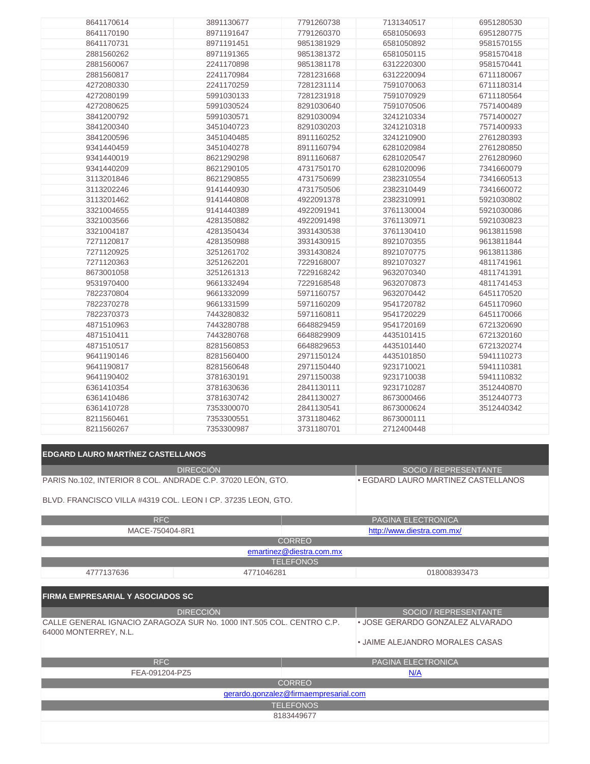| | | | | |
|---|---|---|---|---|
| 8641170614 | 3891130677 | 7791260738 | 7131340517 | 6951280530 |
| 8641170190 | 8971191647 | 7791260370 | 6581050693 | 6951280775 |
| 8641170731 | 8971191451 | 9851381929 | 6581050892 | 9581570155 |
| 2881560262 | 8971191365 | 9851381372 | 6581050115 | 9581570418 |
| 2881560067 | 2241170898 | 9851381178 | 6312220300 | 9581570441 |
| 2881560817 | 2241170984 | 7281231668 | 6312220094 | 6711180067 |
| 4272080330 | 2241170259 | 7281231114 | 7591070063 | 6711180314 |
| 4272080199 | 5991030133 | 7281231918 | 7591070929 | 6711180564 |
| 4272080625 | 5991030524 | 8291030640 | 7591070506 | 7571400489 |
| 3841200792 | 5991030571 | 8291030094 | 3241210334 | 7571400027 |
| 3841200340 | 3451040723 | 8291030203 | 3241210318 | 7571400933 |
| 3841200596 | 3451040485 | 8911160252 | 3241210900 | 2761280393 |
| 9341440459 | 3451040278 | 8911160794 | 6281020984 | 2761280850 |
| 9341440019 | 8621290298 | 8911160687 | 6281020547 | 2761280960 |
| 9341440209 | 8621290105 | 4731750170 | 6281020096 | 7341660079 |
| 3113201846 | 8621290855 | 4731750699 | 2382310554 | 7341660513 |
| 3113202246 | 9141440930 | 4731750506 | 2382310449 | 7341660072 |
| 3113201462 | 9141440808 | 4922091378 | 2382310991 | 5921030802 |
| 3321004655 | 9141440389 | 4922091941 | 3761130004 | 5921030086 |
| 3321003566 | 4281350882 | 4922091498 | 3761130971 | 5921030823 |
| 3321004187 | 4281350434 | 3931430538 | 3761130410 | 9613811598 |
| 7271120817 | 4281350988 | 3931430915 | 8921070355 | 9613811844 |
| 7271120925 | 3251261702 | 3931430824 | 8921070775 | 9613811386 |
| 7271120363 | 3251262201 | 7229168007 | 8921070327 | 4811741961 |
| 8673001058 | 3251261313 | 7229168242 | 9632070340 | 4811741391 |
| 9531970400 | 9661332494 | 7229168548 | 9632070873 | 4811741453 |
| 7822370804 | 9661332099 | 5971160757 | 9632070442 | 6451170520 |
| 7822370278 | 9661331599 | 5971160209 | 9541720782 | 6451170960 |
| 7822370373 | 7443280832 | 5971160811 | 9541720229 | 6451170066 |
| 4871510963 | 7443280788 | 6648829459 | 9541720169 | 6721320690 |
| 4871510411 | 7443280768 | 6648829909 | 4435101415 | 6721320160 |
| 4871510517 | 8281560853 | 6648829653 | 4435101440 | 6721320274 |
| 9641190146 | 8281560400 | 2971150124 | 4435101850 | 5941110273 |
| 9641190817 | 8281560648 | 2971150440 | 9231710021 | 5941110381 |
| 9641190402 | 3781630191 | 2971150038 | 9231710038 | 5941110832 |
| 6361410354 | 3781630636 | 2841130111 | 9231710287 | 3512440870 |
| 6361410486 | 3781630742 | 2841130027 | 8673000466 | 3512440773 |
| 6361410728 | 7353300070 | 2841130541 | 8673000624 | 3512440342 |
| 8211560461 | 7353300551 | 3731180462 | 8673000111 | |
| 8211560267 | 7353300987 | 3731180701 | 2712400448 | |

## EDGARD LAURO MARTÍNEZ CASTELLANOS

| DIRECCIÓN | SOCIO / REPRESENTANTE |
|---|---|
| PARIS No.102, INTERIOR 8 COL. ANDRADE C.P. 37020 LEÓN, GTO.<br><br>BLVD. FRANCISCO VILLA #4319 COL. LEON I CP. 37235 LEON, GTO. | • EDGARD LAURO MARTINEZ CASTELLANOS |

| RFC | PAGINA ELECTRONICA |
|---|---|
| MACE-750404-8R1 | http://www.diestra.com.mx/ |

| CORREO |
|---|
| emartinez@diestra.com.mx |

| TELEFONOS | | |
|---|---|---|
| 4777137636 | 4771046281 | 018008393473 |

## FIRMA EMPRESARIAL Y ASOCIADOS SC

| DIRECCIÓN | SOCIO / REPRESENTANTE |
|---|---|
| CALLE GENERAL IGNACIO ZARAGOZA SUR No. 1000 INT.505 COL. CENTRO C.P. 64000 MONTERREY, N.L. | • JOSE GERARDO GONZALEZ ALVARADO<br><br>• JAIME ALEJANDRO MORALES CASAS |

| RFC | PAGINA ELECTRONICA |
|---|---|
| FEA-091204-PZ5 | N/A |

| CORREO |
|---|
| gerardo.gonzalez@firmaempresarial.com |

| TELEFONOS |
|---|
| 8183449677 |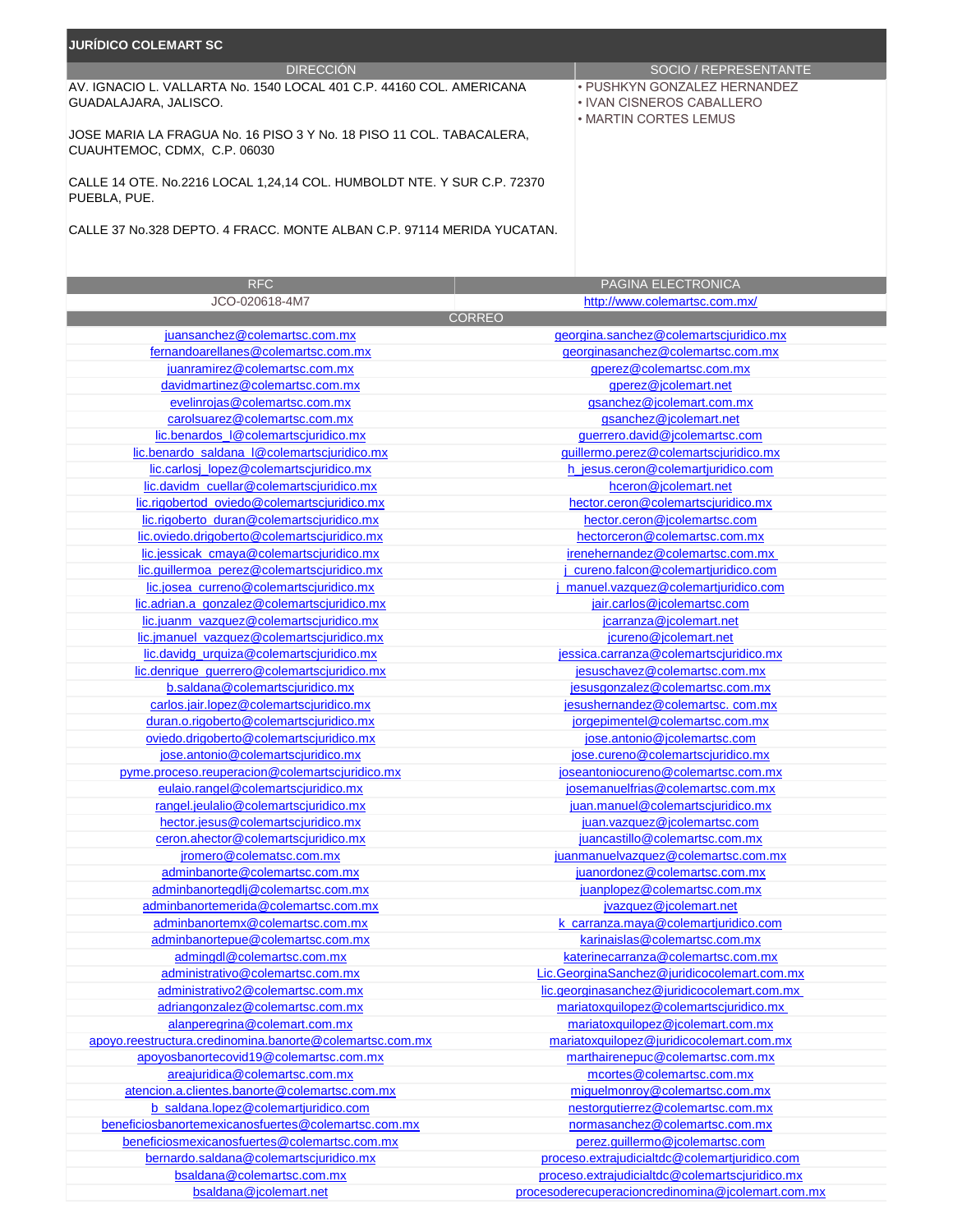## JURÍDICO COLEMART SC

| DIRECCIÓN | SOCIO / REPRESENTANTE |
| --- | --- |
| AV. IGNACIO L. VALLARTA No. 1540 LOCAL 401 C.P. 44160 COL. AMERICANA GUADALAJARA, JALISCO.<br><br>JOSE MARIA LA FRAGUA No. 16 PISO 3 Y No. 18 PISO 11 COL. TABACALERA, CUAUHTEMOC, CDMX, C.P. 06030<br><br>CALLE 14 OTE. No.2216 LOCAL 1,24,14 COL. HUMBOLDT NTE. Y SUR C.P. 72370 PUEBLA, PUE.<br><br>CALLE 37 No.328 DEPTO. 4 FRACC. MONTE ALBAN C.P. 97114 MERIDA YUCATAN. | • PUSHKYN GONZALEZ HERNANDEZ<br>• IVAN CISNEROS CABALLERO<br>• MARTIN CORTES LEMUS |

| RFC | PAGINA ELECTRONICA |
| --- | --- |
| JCO-020618-4M7 | http://www.colemartsc.com.mx/ |

| CORREO | |
| --- | --- |
| juansanchez@colemartsc.com.mx | georgina.sanchez@colemartscjuridico.mx |
| fernandoarellanes@colemartsc.com.mx | georginasanchez@colemartsc.com.mx |
| juanramirez@colemartsc.com.mx | gperez@colemartsc.com.mx |
| davidmartinez@colemartsc.com.mx | gperez@jcolemart.net |
| evelinrojas@colemartsc.com.mx | gsanchez@jcolemart.com.mx |
| carolsuarez@colemartsc.com.mx | gsanchez@jcolemart.net |
| lic.benardos_l@colemartscjuridico.mx | guerrero.david@jcolemartsc.com |
| lic.benardo_saldana_l@colemartscjuridico.mx | guillermo.perez@colemartscjuridico.mx |
| lic.carlosj_lopez@colemartscjuridico.mx | h_jesus.ceron@colemartjuridico.com |
| lic.davidm_cuellar@colemartscjuridico.mx | hceron@jcolemart.net |
| lic.rigobertod_oviedo@colemartscjuridico.mx | hector.ceron@colemartscjuridico.mx |
| lic.rigoberto_duran@colemartscjuridico.mx | hector.ceron@jcolemartsc.com |
| lic.oviedo.drigoberto@colemartscjuridico.mx | hectorceron@colemartsc.com.mx |
| lic.jessicak_cmaya@colemartscjuridico.mx | irenehernandez@colemartsc.com.mx |
| lic.guillermoa_perez@colemartscjuridico.mx | j_cureno.falcon@colemartjuridico.com |
| lic.josea_curreno@colemartscjuridico.mx | j_manuel.vazquez@colemartjuridico.com |
| lic.adrian.a_gonzalez@colemartscjuridico.mx | jair.carlos@jcolemartsc.com |
| lic.juanm_vazquez@colemartscjuridico.mx | jcarranza@jcolemart.net |
| lic.jmanuel_vazquez@colemartscjuridico.mx | jcureno@jcolemart.net |
| lic.davidg_urquiza@colemartscjuridico.mx | jessica.carranza@colemartscjuridico.mx |
| lic.denrique_guerrero@colemartscjuridico.mx | jesuschavez@colemartsc.com.mx |
| b.saldana@colemartscjuridico.mx | jesusgonzalez@colemartsc.com.mx |
| carlos.jair.lopez@colemartscjuridico.mx | jesushernandez@colemartsc. com.mx |
| duran.o.rigoberto@colemartscjuridico.mx | jorgepimentel@colemartsc.com.mx |
| oviedo.drigoberto@colemartscjuridico.mx | jose.antonio@jcolemartsc.com |
| jose.antonio@colemartscjuridico.mx | jose.cureno@colemartscjuridico.mx |
| pyme.proceso.reuperacion@colemartscjuridico.mx | joseantoniocureno@colemartsc.com.mx |
| eulaio.rangel@colemartscjuridico.mx | josemanuelfrias@colemartsc.com.mx |
| rangel.jeulalio@colemartscjuridico.mx | juan.manuel@colemartscjuridico.mx |
| hector.jesus@colemartscjuridico.mx | juan.vazquez@jcolemartsc.com |
| ceron.ahector@colemartscjuridico.mx | juancastillo@colemartsc.com.mx |
| jromero@colematsc.com.mx | juanmanuelvazquez@colemartsc.com.mx |
| adminbanorte@colemartsc.com.mx | juanordonez@colemartsc.com.mx |
| adminbanortegdlj@colemartsc.com.mx | juanplopez@colemartsc.com.mx |
| adminbanortemerida@colemartsc.com.mx | jvazquez@jcolemart.net |
| adminbanortemx@colemartsc.com.mx | k_carranza.maya@colemartjuridico.com |
| adminbanortepue@colemartsc.com.mx | karinaislas@colemartsc.com.mx |
| admingdl@colemartsc.com.mx | katerinecarranza@colemartsc.com.mx |
| administrativo@colemartsc.com.mx | Lic.GeorginaSanchez@juridicocolemart.com.mx |
| administrativo2@colemartsc.com.mx | lic.georginasanchez@juridicocolemart.com.mx |
| adriangonzalez@colemartsc.com.mx | mariatoxquilopez@colemartscjuridico.mx |
| alanperegrina@colemart.com.mx | mariatoxquilopez@jcolemart.com.mx |
| apoyo.reestructura.credinomina.banorte@colemartsc.com.mx | mariatoxquilopez@juridicocolemart.com.mx |
| apoyosbanortecovid19@colemartsc.com.mx | marthairenepuc@colemartsc.com.mx |
| areajuridica@colemartsc.com.mx | mcortes@colemartsc.com.mx |
| atencion.a.clientes.banorte@colemartsc.com.mx | miguelmonroy@colemartsc.com.mx |
| b_saldana.lopez@colemartjuridico.com | nestorgutierrez@colemartsc.com.mx |
| beneficiosbanortemexicanosfuertes@colemartsc.com.mx | normasanchez@colemartsc.com.mx |
| beneficiosmexicanosfuertes@colemartsc.com.mx | perez.guillermo@jcolemartsc.com |
| bernardo.saldana@colemartscjuridico.mx | proceso.extrajudicialtdc@colemartjuridico.com |
| bsaldana@colemartsc.com.mx | proceso.extrajudicialtdc@colemartscjuridico.mx |
| bsaldana@jcolemart.net | procesoderecuperacioncredinomina@jcolemart.com.mx |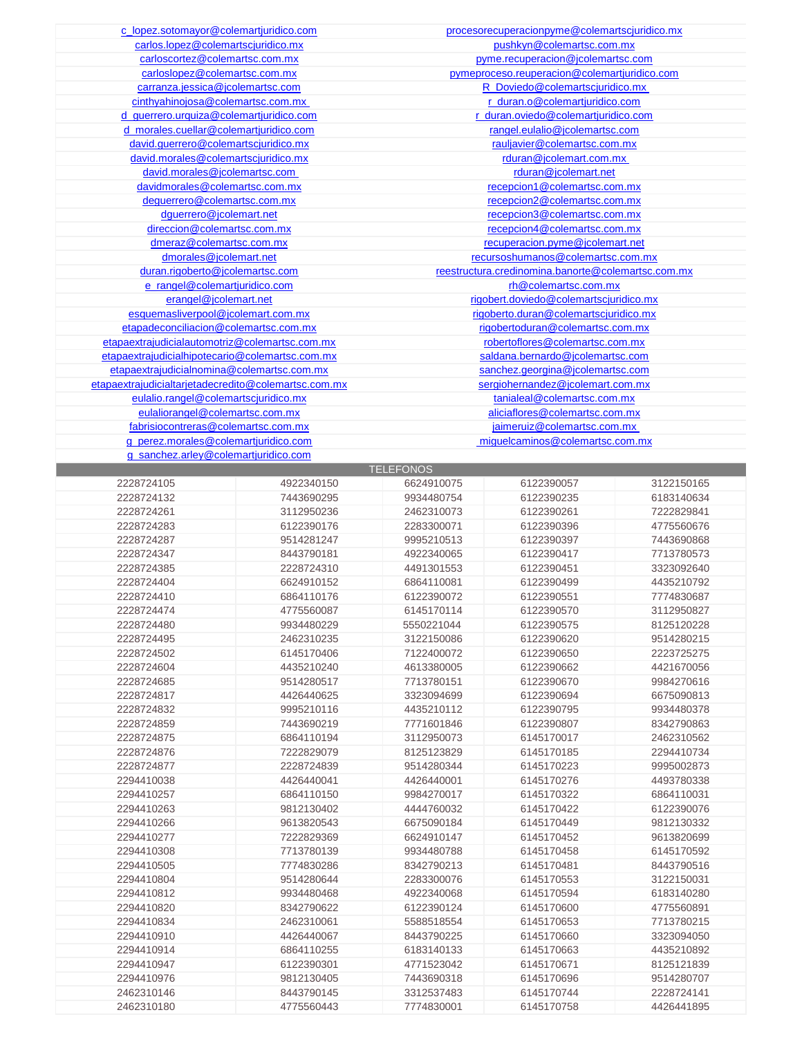| | |
|---|---|
| c_lopez.sotomayor@colemartjuridico.com | procesorecuperacionpyme@colemartscjuridico.mx |
| carlos.lopez@colemartscjuridico.mx | pushkyn@colemartsc.com.mx |
| carloscortez@colemartsc.com.mx | pyme.recuperacion@jcolemartsc.com |
| carloslopez@colemartsc.com.mx | pymeproceso.reuperacion@colemartjuridico.com |
| carranza.jessica@jcolemartsc.com | R_Doviedo@colemartscjuridico.mx |
| cinthyahinojosa@colemartsc.com.mx | r_duran.o@colemartjuridico.com |
| d_guerrero.urquiza@colemartjuridico.com | r_duran.oviedo@colemartjuridico.com |
| d_morales.cuellar@colemartjuridico.com | rangel.eulalio@jcolemartsc.com |
| david.guerrero@colemartscjuridico.mx | rauljavier@colemartsc.com.mx |
| david.morales@colemartscjuridico.mx | rduran@jcolemart.com.mx |
| david.morales@jcolemartsc.com | rduran@jcolemart.net |
| davidmorales@colemartsc.com.mx | recepcion1@colemartsc.com.mx |
| deguerrero@colemartsc.com.mx | recepcion2@colemartsc.com.mx |
| dguerrero@jcolemart.net | recepcion3@colemartsc.com.mx |
| direccion@colemartsc.com.mx | recepcion4@colemartsc.com.mx |
| dmeraz@colemartsc.com.mx | recuperacion.pyme@jcolemart.net |
| dmorales@jcolemart.net | recursoshumanos@colemartsc.com.mx |
| duran.rigoberto@jcolemartsc.com | reestructura.credinomina.banorte@colemartsc.com.mx |
| e_rangel@colemartjuridico.com | rh@colemartsc.com.mx |
| erangel@jcolemart.net | rigobert.doviedo@colemartscjuridico.mx |
| esquemasliverpool@jcolemart.com.mx | rigoberto.duran@colemartscjuridico.mx |
| etapadeconciliacion@colemartsc.com.mx | rigobertoduran@colemartsc.com.mx |
| etapaextrajudicialautomotriz@colemartsc.com.mx | robertoflores@colemartsc.com.mx |
| etapaextrajudicialhipotecario@colemartsc.com.mx | saldana.bernardo@jcolemartsc.com |
| etapaextrajudicialnomina@colemartsc.com.mx | sanchez.georgina@jcolemartsc.com |
| etapaextrajudicialtarjetadecredito@colemartsc.com.mx | sergiohernandez@jcolemart.com.mx |
| eulalio.rangel@colemartscjuridico.mx | tanialeal@colemartsc.com.mx |
| eulaliorangel@colemartsc.com.mx | aliciaflores@colemartsc.com.mx |
| fabrisiocontreras@colemartsc.com.mx | jaimeruiz@colemartsc.com.mx |
| g_perez.morales@colemartjuridico.com | miguelcaminos@colemartsc.com.mx |
| g_sanchez.arley@colemartjuridico.com | |

| TELEFONOS | | | | |
|---|---|---|---|---|
| 2228724105 | 4922340150 | 6624910075 | 6122390057 | 3122150165 |
| 2228724132 | 7443690295 | 9934480754 | 6122390235 | 6183140634 |
| 2228724261 | 3112950236 | 2462310073 | 6122390261 | 7222829841 |
| 2228724283 | 6122390176 | 2283300071 | 6122390396 | 4775560676 |
| 2228724287 | 9514281247 | 9995210513 | 6122390397 | 7443690868 |
| 2228724347 | 8443790181 | 4922340065 | 6122390417 | 7713780573 |
| 2228724385 | 2228724310 | 4491301553 | 6122390451 | 3323092640 |
| 2228724404 | 6624910152 | 6864110081 | 6122390499 | 4435210792 |
| 2228724410 | 6864110176 | 6122390072 | 6122390551 | 7774830687 |
| 2228724474 | 4775560087 | 6145170114 | 6122390570 | 3112950827 |
| 2228724480 | 9934480229 | 5550221044 | 6122390575 | 8125120228 |
| 2228724495 | 2462310235 | 3122150086 | 6122390620 | 9514280215 |
| 2228724502 | 6145170406 | 7122400072 | 6122390650 | 2223725275 |
| 2228724604 | 4435210240 | 4613380005 | 6122390662 | 4421670056 |
| 2228724685 | 9514280517 | 7713780151 | 6122390670 | 9984270616 |
| 2228724817 | 4426440625 | 3323094699 | 6122390694 | 6675090813 |
| 2228724832 | 9995210116 | 4435210112 | 6122390795 | 9934480378 |
| 2228724859 | 7443690219 | 7771601846 | 6122390807 | 8342790863 |
| 2228724875 | 6864110194 | 3112950073 | 6145170017 | 2462310562 |
| 2228724876 | 7222829079 | 8125123829 | 6145170185 | 2294410734 |
| 2228724877 | 2228724839 | 9514280344 | 6145170223 | 9995002873 |
| 2294410038 | 4426440041 | 4426440001 | 6145170276 | 4493780338 |
| 2294410257 | 6864110150 | 9984270017 | 6145170322 | 6864110031 |
| 2294410263 | 9812130402 | 4444760032 | 6145170422 | 6122390076 |
| 2294410266 | 9613820543 | 6675090184 | 6145170449 | 9812130332 |
| 2294410277 | 7222829369 | 6624910147 | 6145170452 | 9613820699 |
| 2294410308 | 7713780139 | 9934480788 | 6145170458 | 6145170592 |
| 2294410505 | 7774830286 | 8342790213 | 6145170481 | 8443790516 |
| 2294410804 | 9514280644 | 2283300076 | 6145170553 | 3122150031 |
| 2294410812 | 9934480468 | 4922340068 | 6145170594 | 6183140280 |
| 2294410820 | 8342790622 | 6122390124 | 6145170600 | 4775560891 |
| 2294410834 | 2462310061 | 5588518554 | 6145170653 | 7713780215 |
| 2294410910 | 4426440067 | 8443790225 | 6145170660 | 3323094050 |
| 2294410914 | 6864110255 | 6183140133 | 6145170663 | 4435210892 |
| 2294410947 | 6122390301 | 4771523042 | 6145170671 | 8125121839 |
| 2294410976 | 9812130405 | 7443690318 | 6145170696 | 9514280707 |
| 2462310146 | 8443790145 | 3312537483 | 6145170744 | 2228724141 |
| 2462310180 | 4775560443 | 7774830001 | 6145170758 | 4426441895 |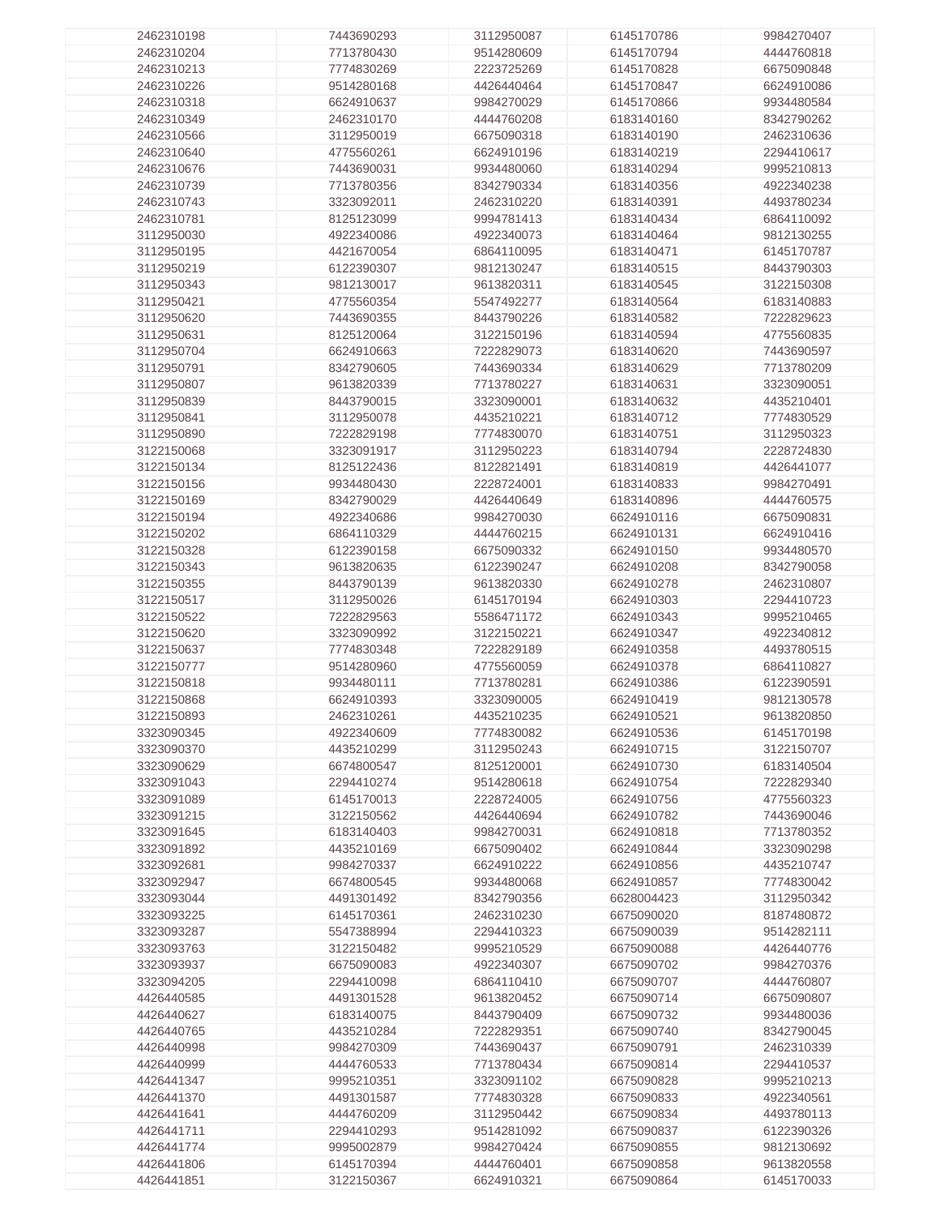| | | | | |
|---|---|---|---|---|
| 2462310198 | 7443690293 | 3112950087 | 6145170786 | 9984270407 |
| 2462310204 | 7713780430 | 9514280609 | 6145170794 | 4444760818 |
| 2462310213 | 7774830269 | 2223725269 | 6145170828 | 6675090848 |
| 2462310226 | 9514280168 | 4426440464 | 6145170847 | 6624910086 |
| 2462310318 | 6624910637 | 9984270029 | 6145170866 | 9934480584 |
| 2462310349 | 2462310170 | 4444760208 | 6183140160 | 8342790262 |
| 2462310566 | 3112950019 | 6675090318 | 6183140190 | 2462310636 |
| 2462310640 | 4775560261 | 6624910196 | 6183140219 | 2294410617 |
| 2462310676 | 7443690031 | 9934480060 | 6183140294 | 9995210813 |
| 2462310739 | 7713780356 | 8342790334 | 6183140356 | 4922340238 |
| 2462310743 | 3323092011 | 2462310220 | 6183140391 | 4493780234 |
| 2462310781 | 8125123099 | 9994781413 | 6183140434 | 6864110092 |
| 3112950030 | 4922340086 | 4922340073 | 6183140464 | 9812130255 |
| 3112950195 | 4421670054 | 6864110095 | 6183140471 | 6145170787 |
| 3112950219 | 6122390307 | 9812130247 | 6183140515 | 8443790303 |
| 3112950343 | 9812130017 | 9613820311 | 6183140545 | 3122150308 |
| 3112950421 | 4775560354 | 5547492277 | 6183140564 | 6183140883 |
| 3112950620 | 7443690355 | 8443790226 | 6183140582 | 7222829623 |
| 3112950631 | 8125120064 | 3122150196 | 6183140594 | 4775560835 |
| 3112950704 | 6624910663 | 7222829073 | 6183140620 | 7443690597 |
| 3112950791 | 8342790605 | 7443690334 | 6183140629 | 7713780209 |
| 3112950807 | 9613820339 | 7713780227 | 6183140631 | 3323090051 |
| 3112950839 | 8443790015 | 3323090001 | 6183140632 | 4435210401 |
| 3112950841 | 3112950078 | 4435210221 | 6183140712 | 7774830529 |
| 3112950890 | 7222829198 | 7774830070 | 6183140751 | 3112950323 |
| 3122150068 | 3323091917 | 3112950223 | 6183140794 | 2228724830 |
| 3122150134 | 8125122436 | 8122821491 | 6183140819 | 4426441077 |
| 3122150156 | 9934480430 | 2228724001 | 6183140833 | 9984270491 |
| 3122150169 | 8342790029 | 4426440649 | 6183140896 | 4444760575 |
| 3122150194 | 4922340686 | 9984270030 | 6624910116 | 6675090831 |
| 3122150202 | 6864110329 | 4444760215 | 6624910131 | 6624910416 |
| 3122150328 | 6122390158 | 6675090332 | 6624910150 | 9934480570 |
| 3122150343 | 9613820635 | 6122390247 | 6624910208 | 8342790058 |
| 3122150355 | 8443790139 | 9613820330 | 6624910278 | 2462310807 |
| 3122150517 | 3112950026 | 6145170194 | 6624910303 | 2294410723 |
| 3122150522 | 7222829563 | 5586471172 | 6624910343 | 9995210465 |
| 3122150620 | 3323090992 | 3122150221 | 6624910347 | 4922340812 |
| 3122150637 | 7774830348 | 7222829189 | 6624910358 | 4493780515 |
| 3122150777 | 9514280960 | 4775560059 | 6624910378 | 6864110827 |
| 3122150818 | 9934480111 | 7713780281 | 6624910386 | 6122390591 |
| 3122150868 | 6624910393 | 3323090005 | 6624910419 | 9812130578 |
| 3122150893 | 2462310261 | 4435210235 | 6624910521 | 9613820850 |
| 3323090345 | 4922340609 | 7774830082 | 6624910536 | 6145170198 |
| 3323090370 | 4435210299 | 3112950243 | 6624910715 | 3122150707 |
| 3323090629 | 6674800547 | 8125120001 | 6624910730 | 6183140504 |
| 3323091043 | 2294410274 | 9514280618 | 6624910754 | 7222829340 |
| 3323091089 | 6145170013 | 2228724005 | 6624910756 | 4775560323 |
| 3323091215 | 3122150562 | 4426440694 | 6624910782 | 7443690046 |
| 3323091645 | 6183140403 | 9984270031 | 6624910818 | 7713780352 |
| 3323091892 | 4435210169 | 6675090402 | 6624910844 | 3323090298 |
| 3323092681 | 9984270337 | 6624910222 | 6624910856 | 4435210747 |
| 3323092947 | 6674800545 | 9934480068 | 6624910857 | 7774830042 |
| 3323093044 | 4491301492 | 8342790356 | 6628004423 | 3112950342 |
| 3323093225 | 6145170361 | 2462310230 | 6675090020 | 8187480872 |
| 3323093287 | 5547388994 | 2294410323 | 6675090039 | 9514282111 |
| 3323093763 | 3122150482 | 9995210529 | 6675090088 | 4426440776 |
| 3323093937 | 6675090083 | 4922340307 | 6675090702 | 9984270376 |
| 3323094205 | 2294410098 | 6864110410 | 6675090707 | 4444760807 |
| 4426440585 | 4491301528 | 9613820452 | 6675090714 | 6675090807 |
| 4426440627 | 6183140075 | 8443790409 | 6675090732 | 9934480036 |
| 4426440765 | 4435210284 | 7222829351 | 6675090740 | 8342790045 |
| 4426440998 | 9984270309 | 7443690437 | 6675090791 | 2462310339 |
| 4426440999 | 4444760533 | 7713780434 | 6675090814 | 2294410537 |
| 4426441347 | 9995210351 | 3323091102 | 6675090828 | 9995210213 |
| 4426441370 | 4491301587 | 7774830328 | 6675090833 | 4922340561 |
| 4426441641 | 4444760209 | 3112950442 | 6675090834 | 4493780113 |
| 4426441711 | 2294410293 | 9514281092 | 6675090837 | 6122390326 |
| 4426441774 | 9995002879 | 9984270424 | 6675090855 | 9812130692 |
| 4426441806 | 6145170394 | 4444760401 | 6675090858 | 9613820558 |
| 4426441851 | 3122150367 | 6624910321 | 6675090864 | 6145170033 |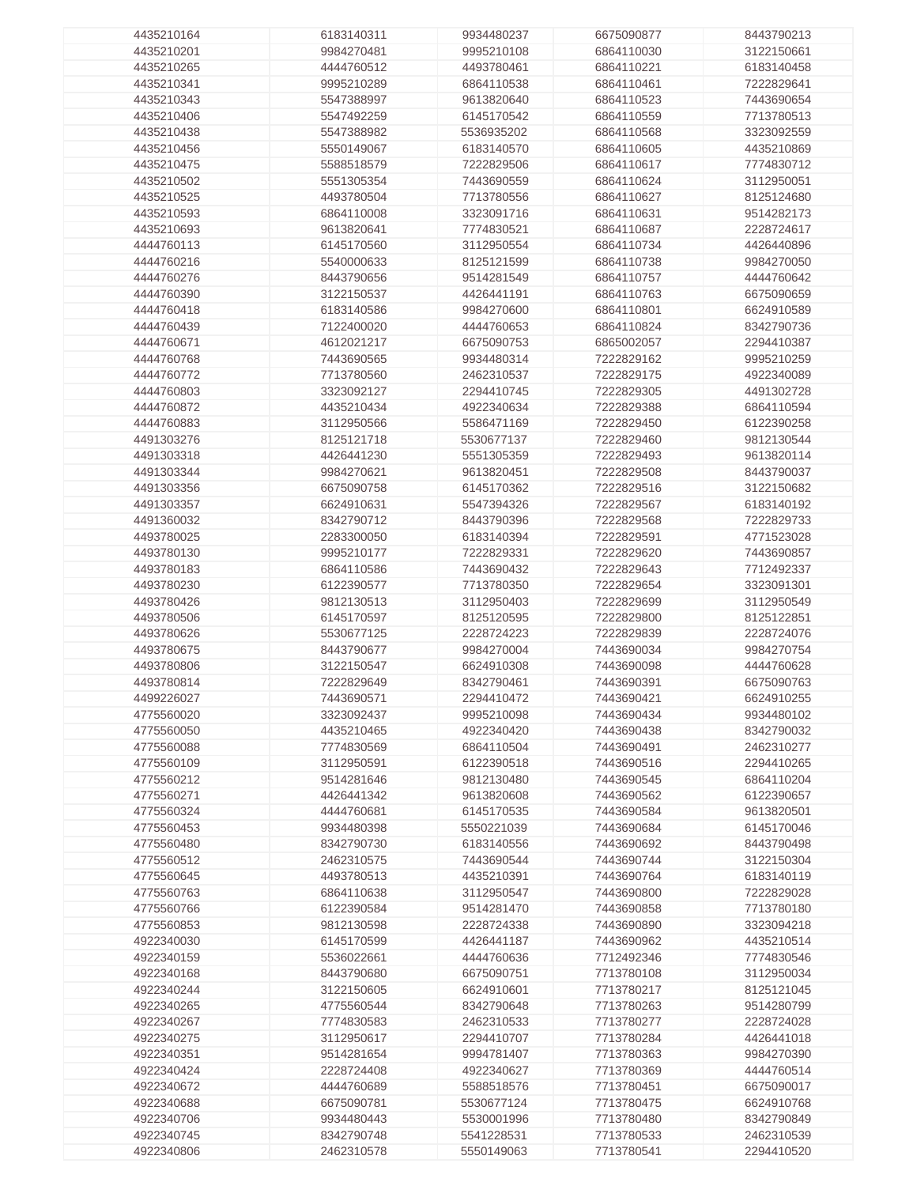| 4435210164 | 6183140311 | 9934480237 | 6675090877 | 8443790213 |
|---|---|---|---|---|
| 4435210201 | 9984270481 | 9995210108 | 6864110030 | 3122150661 |
| 4435210265 | 4444760512 | 4493780461 | 6864110221 | 6183140458 |
| 4435210341 | 9995210289 | 6864110538 | 6864110461 | 7222829641 |
| 4435210343 | 5547388997 | 9613820640 | 6864110523 | 7443690654 |
| 4435210406 | 5547492259 | 6145170542 | 6864110559 | 7713780513 |
| 4435210438 | 5547388982 | 5536935202 | 6864110568 | 3323092559 |
| 4435210456 | 5550149067 | 6183140570 | 6864110605 | 4435210869 |
| 4435210475 | 5588518579 | 7222829506 | 6864110617 | 7774830712 |
| 4435210502 | 5551305354 | 7443690559 | 6864110624 | 3112950051 |
| 4435210525 | 4493780504 | 7713780556 | 6864110627 | 8125124680 |
| 4435210593 | 6864110008 | 3323091716 | 6864110631 | 9514282173 |
| 4435210693 | 9613820641 | 7774830521 | 6864110687 | 2228724617 |
| 4444760113 | 6145170560 | 3112950554 | 6864110734 | 4426440896 |
| 4444760216 | 5540000633 | 8125121599 | 6864110738 | 9984270050 |
| 4444760276 | 8443790656 | 9514281549 | 6864110757 | 4444760642 |
| 4444760390 | 3122150537 | 4426441191 | 6864110763 | 6675090659 |
| 4444760418 | 6183140586 | 9984270600 | 6864110801 | 6624910589 |
| 4444760439 | 7122400020 | 4444760653 | 6864110824 | 8342790736 |
| 4444760671 | 4612021217 | 6675090753 | 6865002057 | 2294410387 |
| 4444760768 | 7443690565 | 9934480314 | 7222829162 | 9995210259 |
| 4444760772 | 7713780560 | 2462310537 | 7222829175 | 4922340089 |
| 4444760803 | 3323092127 | 2294410745 | 7222829305 | 4491302728 |
| 4444760872 | 4435210434 | 4922340634 | 7222829388 | 6864110594 |
| 4444760883 | 3112950566 | 5586471169 | 7222829450 | 6122390258 |
| 4491303276 | 8125121718 | 5530677137 | 7222829460 | 9812130544 |
| 4491303318 | 4426441230 | 5551305359 | 7222829493 | 9613820114 |
| 4491303344 | 9984270621 | 9613820451 | 7222829508 | 8443790037 |
| 4491303356 | 6675090758 | 6145170362 | 7222829516 | 3122150682 |
| 4491303357 | 6624910631 | 5547394326 | 7222829567 | 6183140192 |
| 4491360032 | 8342790712 | 8443790396 | 7222829568 | 7222829733 |
| 4493780025 | 2283300050 | 6183140394 | 7222829591 | 4771523028 |
| 4493780130 | 9995210177 | 7222829331 | 7222829620 | 7443690857 |
| 4493780183 | 6864110586 | 7443690432 | 7222829643 | 7712492337 |
| 4493780230 | 6122390577 | 7713780350 | 7222829654 | 3323091301 |
| 4493780426 | 9812130513 | 3112950403 | 7222829699 | 3112950549 |
| 4493780506 | 6145170597 | 8125120595 | 7222829800 | 8125122851 |
| 4493780626 | 5530677125 | 2228724223 | 7222829839 | 2228724076 |
| 4493780675 | 8443790677 | 9984270004 | 7443690034 | 9984270754 |
| 4493780806 | 3122150547 | 6624910308 | 7443690098 | 4444760628 |
| 4493780814 | 7222829649 | 8342790461 | 7443690391 | 6675090763 |
| 4499226027 | 7443690571 | 2294410472 | 7443690421 | 6624910255 |
| 4775560020 | 3323092437 | 9995210098 | 7443690434 | 9934480102 |
| 4775560050 | 4435210465 | 4922340420 | 7443690438 | 8342790032 |
| 4775560088 | 7774830569 | 6864110504 | 7443690491 | 2462310277 |
| 4775560109 | 3112950591 | 6122390518 | 7443690516 | 2294410265 |
| 4775560212 | 9514281646 | 9812130480 | 7443690545 | 6864110204 |
| 4775560271 | 4426441342 | 9613820608 | 7443690562 | 6122390657 |
| 4775560324 | 4444760681 | 6145170535 | 7443690584 | 9613820501 |
| 4775560453 | 9934480398 | 5550221039 | 7443690684 | 6145170046 |
| 4775560480 | 8342790730 | 6183140556 | 7443690692 | 8443790498 |
| 4775560512 | 2462310575 | 7443690544 | 7443690744 | 3122150304 |
| 4775560645 | 4493780513 | 4435210391 | 7443690764 | 6183140119 |
| 4775560763 | 6864110638 | 3112950547 | 7443690800 | 7222829028 |
| 4775560766 | 6122390584 | 9514281470 | 7443690858 | 7713780180 |
| 4775560853 | 9812130598 | 2228724338 | 7443690890 | 3323094218 |
| 4922340030 | 6145170599 | 4426441187 | 7443690962 | 4435210514 |
| 4922340159 | 5536022661 | 4444760636 | 7712492346 | 7774830546 |
| 4922340168 | 8443790680 | 6675090751 | 7713780108 | 3112950034 |
| 4922340244 | 3122150605 | 6624910601 | 7713780217 | 8125121045 |
| 4922340265 | 4775560544 | 8342790648 | 7713780263 | 9514280799 |
| 4922340267 | 7774830583 | 2462310533 | 7713780277 | 2228724028 |
| 4922340275 | 3112950617 | 2294410707 | 7713780284 | 4426441018 |
| 4922340351 | 9514281654 | 9994781407 | 7713780363 | 9984270390 |
| 4922340424 | 2228724408 | 4922340627 | 7713780369 | 4444760514 |
| 4922340672 | 4444760689 | 5588518576 | 7713780451 | 6675090017 |
| 4922340688 | 6675090781 | 5530677124 | 7713780475 | 6624910768 |
| 4922340706 | 9934480443 | 5530001996 | 7713780480 | 8342790849 |
| 4922340745 | 8342790748 | 5541228531 | 7713780533 | 2462310539 |
| 4922340806 | 2462310578 | 5550149063 | 7713780541 | 2294410520 |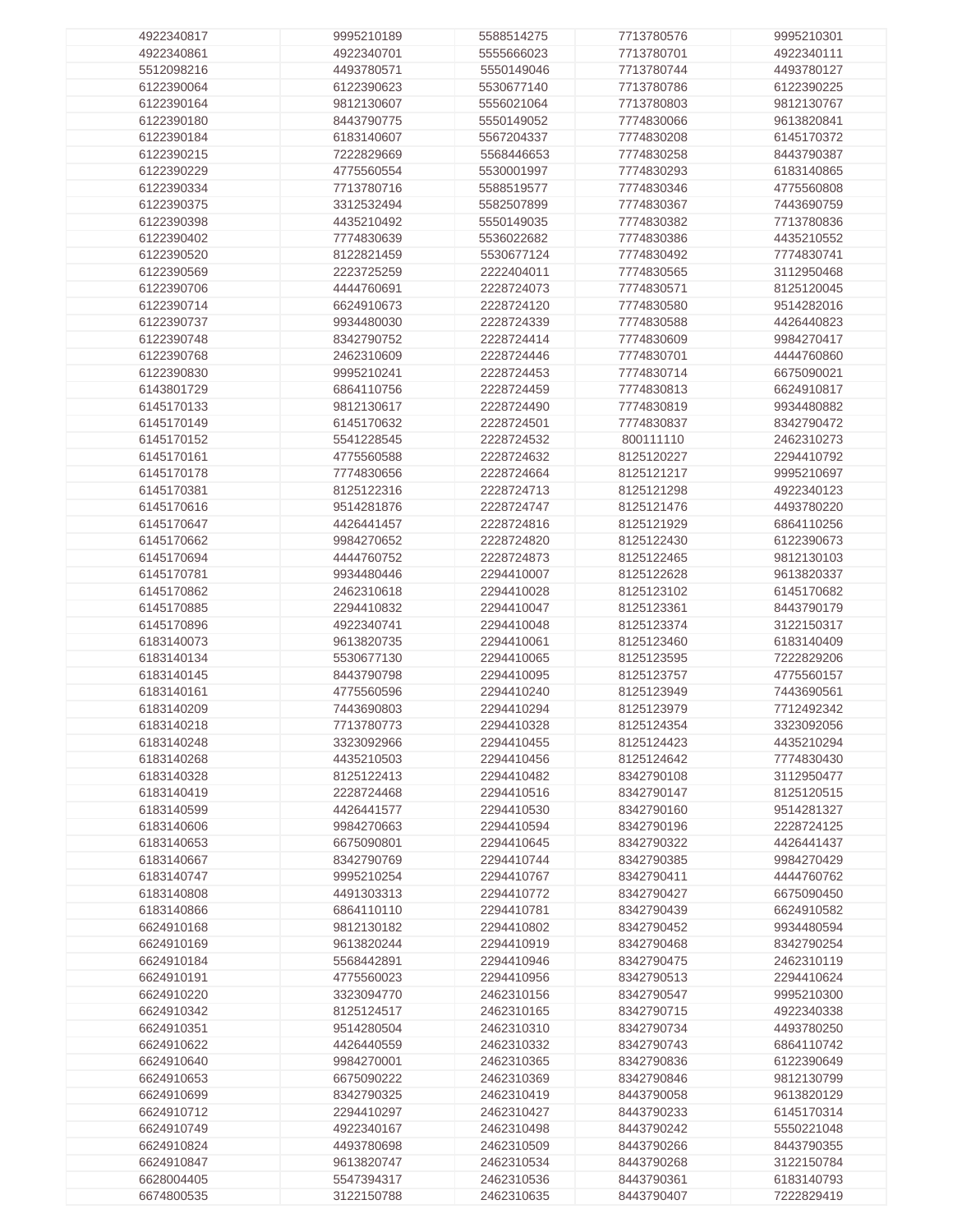| | | | | |
|---|---|---|---|---|
| 4922340817 | 9995210189 | 5588514275 | 7713780576 | 9995210301 |
| 4922340861 | 4922340701 | 5555666023 | 7713780701 | 4922340111 |
| 5512098216 | 4493780571 | 5550149046 | 7713780744 | 4493780127 |
| 6122390064 | 6122390623 | 5530677140 | 7713780786 | 6122390225 |
| 6122390164 | 9812130607 | 5556021064 | 7713780803 | 9812130767 |
| 6122390180 | 8443790775 | 5550149052 | 7774830066 | 9613820841 |
| 6122390184 | 6183140607 | 5567204337 | 7774830208 | 6145170372 |
| 6122390215 | 7222829669 | 5568446653 | 7774830258 | 8443790387 |
| 6122390229 | 4775560554 | 5530001997 | 7774830293 | 6183140865 |
| 6122390334 | 7713780716 | 5588519577 | 7774830346 | 4775560808 |
| 6122390375 | 3312532494 | 5582507899 | 7774830367 | 7443690759 |
| 6122390398 | 4435210492 | 5550149035 | 7774830382 | 7713780836 |
| 6122390402 | 7774830639 | 5536022682 | 7774830386 | 4435210552 |
| 6122390520 | 8122821459 | 5530677124 | 7774830492 | 7774830741 |
| 6122390569 | 2223725259 | 2222404011 | 7774830565 | 3112950468 |
| 6122390706 | 4444760691 | 2228724073 | 7774830571 | 8125120045 |
| 6122390714 | 6624910673 | 2228724120 | 7774830580 | 9514282016 |
| 6122390737 | 9934480030 | 2228724339 | 7774830588 | 4426440823 |
| 6122390748 | 8342790752 | 2228724414 | 7774830609 | 9984270417 |
| 6122390768 | 2462310609 | 2228724446 | 7774830701 | 4444760860 |
| 6122390830 | 9995210241 | 2228724453 | 7774830714 | 6675090021 |
| 6143801729 | 6864110756 | 2228724459 | 7774830813 | 6624910817 |
| 6145170133 | 9812130617 | 2228724490 | 7774830819 | 9934480882 |
| 6145170149 | 6145170632 | 2228724501 | 7774830837 | 8342790472 |
| 6145170152 | 5541228545 | 2228724532 | 800111110 | 2462310273 |
| 6145170161 | 4775560588 | 2228724632 | 8125120227 | 2294410792 |
| 6145170178 | 7774830656 | 2228724664 | 8125121217 | 9995210697 |
| 6145170381 | 8125122316 | 2228724713 | 8125121298 | 4922340123 |
| 6145170616 | 9514281876 | 2228724747 | 8125121476 | 4493780220 |
| 6145170647 | 4426441457 | 2228724816 | 8125121929 | 6864110256 |
| 6145170662 | 9984270652 | 2228724820 | 8125122430 | 6122390673 |
| 6145170694 | 4444760752 | 2228724873 | 8125122465 | 9812130103 |
| 6145170781 | 9934480446 | 2294410007 | 8125122628 | 9613820337 |
| 6145170862 | 2462310618 | 2294410028 | 8125123102 | 6145170682 |
| 6145170885 | 2294410832 | 2294410047 | 8125123361 | 8443790179 |
| 6145170896 | 4922340741 | 2294410048 | 8125123374 | 3122150317 |
| 6183140073 | 9613820735 | 2294410061 | 8125123460 | 6183140409 |
| 6183140134 | 5530677130 | 2294410065 | 8125123595 | 7222829206 |
| 6183140145 | 8443790798 | 2294410095 | 8125123757 | 4775560157 |
| 6183140161 | 4775560596 | 2294410240 | 8125123949 | 7443690561 |
| 6183140209 | 7443690803 | 2294410294 | 8125123979 | 7712492342 |
| 6183140218 | 7713780773 | 2294410328 | 8125124354 | 3323092056 |
| 6183140248 | 3323092966 | 2294410455 | 8125124423 | 4435210294 |
| 6183140268 | 4435210503 | 2294410456 | 8125124642 | 7774830430 |
| 6183140328 | 8125122413 | 2294410482 | 8342790108 | 3112950477 |
| 6183140419 | 2228724468 | 2294410516 | 8342790147 | 8125120515 |
| 6183140599 | 4426441577 | 2294410530 | 8342790160 | 9514281327 |
| 6183140606 | 9984270663 | 2294410594 | 8342790196 | 2228724125 |
| 6183140653 | 6675090801 | 2294410645 | 8342790322 | 4426441437 |
| 6183140667 | 8342790769 | 2294410744 | 8342790385 | 9984270429 |
| 6183140747 | 9995210254 | 2294410767 | 8342790411 | 4444760762 |
| 6183140808 | 4491303313 | 2294410772 | 8342790427 | 6675090450 |
| 6183140866 | 6864110110 | 2294410781 | 8342790439 | 6624910582 |
| 6624910168 | 9812130182 | 2294410802 | 8342790452 | 9934480594 |
| 6624910169 | 9613820244 | 2294410919 | 8342790468 | 8342790254 |
| 6624910184 | 5568442891 | 2294410946 | 8342790475 | 2462310119 |
| 6624910191 | 4775560023 | 2294410956 | 8342790513 | 2294410624 |
| 6624910220 | 3323094770 | 2462310156 | 8342790547 | 9995210300 |
| 6624910342 | 8125124517 | 2462310165 | 8342790715 | 4922340338 |
| 6624910351 | 9514280504 | 2462310310 | 8342790734 | 4493780250 |
| 6624910622 | 4426440559 | 2462310332 | 8342790743 | 6864110742 |
| 6624910640 | 9984270001 | 2462310365 | 8342790836 | 6122390649 |
| 6624910653 | 6675090222 | 2462310369 | 8342790846 | 9812130799 |
| 6624910699 | 8342790325 | 2462310419 | 8443790058 | 9613820129 |
| 6624910712 | 2294410297 | 2462310427 | 8443790233 | 6145170314 |
| 6624910749 | 4922340167 | 2462310498 | 8443790242 | 5550221048 |
| 6624910824 | 4493780698 | 2462310509 | 8443790266 | 8443790355 |
| 6624910847 | 9613820747 | 2462310534 | 8443790268 | 3122150784 |
| 6628004405 | 5547394317 | 2462310536 | 8443790361 | 6183140793 |
| 6674800535 | 3122150788 | 2462310635 | 8443790407 | 7222829419 |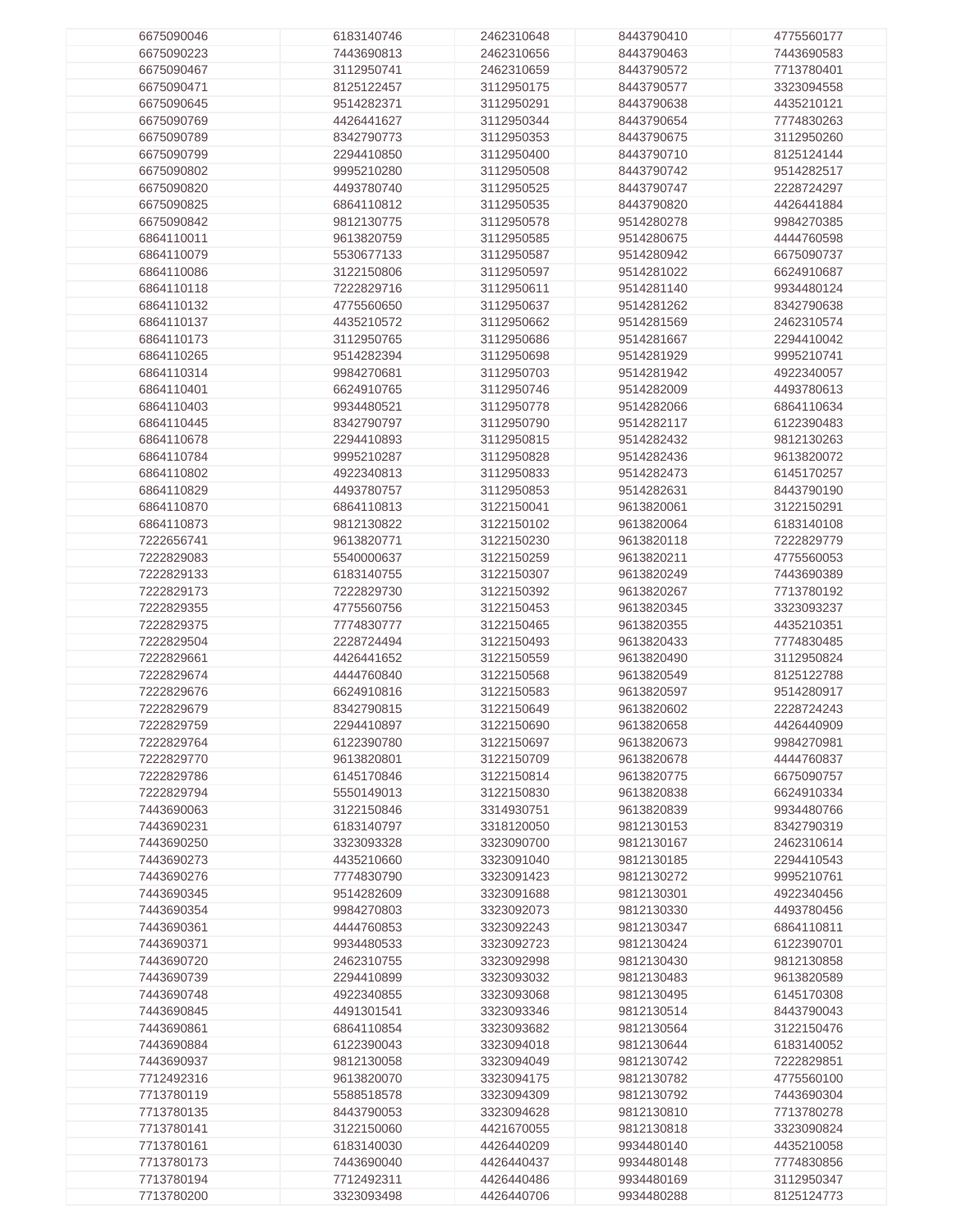| 6675090046 | 6183140746 | 2462310648 | 8443790410 | 4775560177 |
|---|---|---|---|---|
| 6675090223 | 7443690813 | 2462310656 | 8443790463 | 7443690583 |
| 6675090467 | 3112950741 | 2462310659 | 8443790572 | 7713780401 |
| 6675090471 | 8125122457 | 3112950175 | 8443790577 | 3323094558 |
| 6675090645 | 9514282371 | 3112950291 | 8443790638 | 4435210121 |
| 6675090769 | 4426441627 | 3112950344 | 8443790654 | 7774830263 |
| 6675090789 | 8342790773 | 3112950353 | 8443790675 | 3112950260 |
| 6675090799 | 2294410850 | 3112950400 | 8443790710 | 8125124144 |
| 6675090802 | 9995210280 | 3112950508 | 8443790742 | 9514282517 |
| 6675090820 | 4493780740 | 3112950525 | 8443790747 | 2228724297 |
| 6675090825 | 6864110812 | 3112950535 | 8443790820 | 4426441884 |
| 6675090842 | 9812130775 | 3112950578 | 9514280278 | 9984270385 |
| 6864110011 | 9613820759 | 3112950585 | 9514280675 | 4444760598 |
| 6864110079 | 5530677133 | 3112950587 | 9514280942 | 6675090737 |
| 6864110086 | 3122150806 | 3112950597 | 9514281022 | 6624910687 |
| 6864110118 | 7222829716 | 3112950611 | 9514281140 | 9934480124 |
| 6864110132 | 4775560650 | 3112950637 | 9514281262 | 8342790638 |
| 6864110137 | 4435210572 | 3112950662 | 9514281569 | 2462310574 |
| 6864110173 | 3112950765 | 3112950686 | 9514281667 | 2294410042 |
| 6864110265 | 9514282394 | 3112950698 | 9514281929 | 9995210741 |
| 6864110314 | 9984270681 | 3112950703 | 9514281942 | 4922340057 |
| 6864110401 | 6624910765 | 3112950746 | 9514282009 | 4493780613 |
| 6864110403 | 9934480521 | 3112950778 | 9514282066 | 6864110634 |
| 6864110445 | 8342790797 | 3112950790 | 9514282117 | 6122390483 |
| 6864110678 | 2294410893 | 3112950815 | 9514282432 | 9812130263 |
| 6864110784 | 9995210287 | 3112950828 | 9514282436 | 9613820072 |
| 6864110802 | 4922340813 | 3112950833 | 9514282473 | 6145170257 |
| 6864110829 | 4493780757 | 3112950853 | 9514282631 | 8443790190 |
| 6864110870 | 6864110813 | 3122150041 | 9613820061 | 3122150291 |
| 6864110873 | 9812130822 | 3122150102 | 9613820064 | 6183140108 |
| 7222656741 | 9613820771 | 3122150230 | 9613820118 | 7222829779 |
| 7222829083 | 5540000637 | 3122150259 | 9613820211 | 4775560053 |
| 7222829133 | 6183140755 | 3122150307 | 9613820249 | 7443690389 |
| 7222829173 | 7222829730 | 3122150392 | 9613820267 | 7713780192 |
| 7222829355 | 4775560756 | 3122150453 | 9613820345 | 3323093237 |
| 7222829375 | 7774830777 | 3122150465 | 9613820355 | 4435210351 |
| 7222829504 | 2228724494 | 3122150493 | 9613820433 | 7774830485 |
| 7222829661 | 4426441652 | 3122150559 | 9613820490 | 3112950824 |
| 7222829674 | 4444760840 | 3122150568 | 9613820549 | 8125122788 |
| 7222829676 | 6624910816 | 3122150583 | 9613820597 | 9514280917 |
| 7222829679 | 8342790815 | 3122150649 | 9613820602 | 2228724243 |
| 7222829759 | 2294410897 | 3122150690 | 9613820658 | 4426440909 |
| 7222829764 | 6122390780 | 3122150697 | 9613820673 | 9984270981 |
| 7222829770 | 9613820801 | 3122150709 | 9613820678 | 4444760837 |
| 7222829786 | 6145170846 | 3122150814 | 9613820775 | 6675090757 |
| 7222829794 | 5550149013 | 3122150830 | 9613820838 | 6624910334 |
| 7443690063 | 3122150846 | 3314930751 | 9613820839 | 9934480766 |
| 7443690231 | 6183140797 | 3318120050 | 9812130153 | 8342790319 |
| 7443690250 | 3323093328 | 3323090700 | 9812130167 | 2462310614 |
| 7443690273 | 4435210660 | 3323091040 | 9812130185 | 2294410543 |
| 7443690276 | 7774830790 | 3323091423 | 9812130272 | 9995210761 |
| 7443690345 | 9514282609 | 3323091688 | 9812130301 | 4922340456 |
| 7443690354 | 9984270803 | 3323092073 | 9812130330 | 4493780456 |
| 7443690361 | 4444760853 | 3323092243 | 9812130347 | 6864110811 |
| 7443690371 | 9934480533 | 3323092723 | 9812130424 | 6122390701 |
| 7443690720 | 2462310755 | 3323092998 | 9812130430 | 9812130858 |
| 7443690739 | 2294410899 | 3323093032 | 9812130483 | 9613820589 |
| 7443690748 | 4922340855 | 3323093068 | 9812130495 | 6145170308 |
| 7443690845 | 4491301541 | 3323093346 | 9812130514 | 8443790043 |
| 7443690861 | 6864110854 | 3323093682 | 9812130564 | 3122150476 |
| 7443690884 | 6122390043 | 3323094018 | 9812130644 | 6183140052 |
| 7443690937 | 9812130058 | 3323094049 | 9812130742 | 7222829851 |
| 7712492316 | 9613820070 | 3323094175 | 9812130782 | 4775560100 |
| 7713780119 | 5588518578 | 3323094309 | 9812130792 | 7443690304 |
| 7713780135 | 8443790053 | 3323094628 | 9812130810 | 7713780278 |
| 7713780141 | 3122150060 | 4421670055 | 9812130818 | 3323090824 |
| 7713780161 | 6183140030 | 4426440209 | 9934480140 | 4435210058 |
| 7713780173 | 7443690040 | 4426440437 | 9934480148 | 7774830856 |
| 7713780194 | 7712492311 | 4426440486 | 9934480169 | 3112950347 |
| 7713780200 | 3323093498 | 4426440706 | 9934480288 | 8125124773 |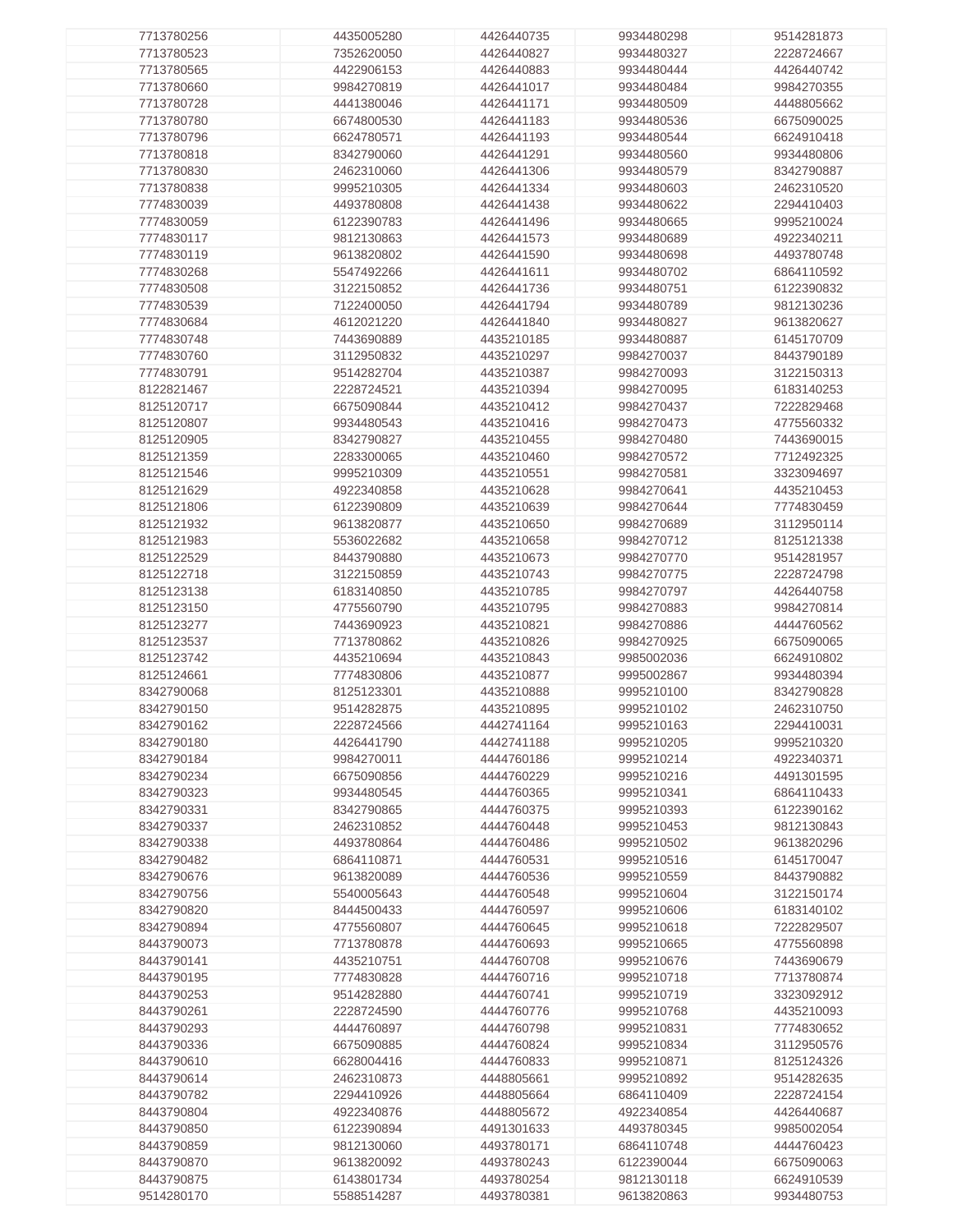| 7713780256 | 4435005280 | 4426440735 | 9934480298 | 9514281873 |
|---|---|---|---|---|
| 7713780523 | 7352620050 | 4426440827 | 9934480327 | 2228724667 |
| 7713780565 | 4422906153 | 4426440883 | 9934480444 | 4426440742 |
| 7713780660 | 9984270819 | 4426441017 | 9934480484 | 9984270355 |
| 7713780728 | 4441380046 | 4426441171 | 9934480509 | 4448805662 |
| 7713780780 | 6674800530 | 4426441183 | 9934480536 | 6675090025 |
| 7713780796 | 6624780571 | 4426441193 | 9934480544 | 6624910418 |
| 7713780818 | 8342790060 | 4426441291 | 9934480560 | 9934480806 |
| 7713780830 | 2462310060 | 4426441306 | 9934480579 | 8342790887 |
| 7713780838 | 9995210305 | 4426441334 | 9934480603 | 2462310520 |
| 7774830039 | 4493780808 | 4426441438 | 9934480622 | 2294410403 |
| 7774830059 | 6122390783 | 4426441496 | 9934480665 | 9995210024 |
| 7774830117 | 9812130863 | 4426441573 | 9934480689 | 4922340211 |
| 7774830119 | 9613820802 | 4426441590 | 9934480698 | 4493780748 |
| 7774830268 | 5547492266 | 4426441611 | 9934480702 | 6864110592 |
| 7774830508 | 3122150852 | 4426441736 | 9934480751 | 6122390832 |
| 7774830539 | 7122400050 | 4426441794 | 9934480789 | 9812130236 |
| 7774830684 | 4612021220 | 4426441840 | 9934480827 | 9613820627 |
| 7774830748 | 7443690889 | 4435210185 | 9934480887 | 6145170709 |
| 7774830760 | 3112950832 | 4435210297 | 9984270037 | 8443790189 |
| 7774830791 | 9514282704 | 4435210387 | 9984270093 | 3122150313 |
| 8122821467 | 2228724521 | 4435210394 | 9984270095 | 6183140253 |
| 8125120717 | 6675090844 | 4435210412 | 9984270437 | 7222829468 |
| 8125120807 | 9934480543 | 4435210416 | 9984270473 | 4775560332 |
| 8125120905 | 8342790827 | 4435210455 | 9984270480 | 7443690015 |
| 8125121359 | 2283300065 | 4435210460 | 9984270572 | 7712492325 |
| 8125121546 | 9995210309 | 4435210551 | 9984270581 | 3323094697 |
| 8125121629 | 4922340858 | 4435210628 | 9984270641 | 4435210453 |
| 8125121806 | 6122390809 | 4435210639 | 9984270644 | 7774830459 |
| 8125121932 | 9613820877 | 4435210650 | 9984270689 | 3112950114 |
| 8125121983 | 5536022682 | 4435210658 | 9984270712 | 8125121338 |
| 8125122529 | 8443790880 | 4435210673 | 9984270770 | 9514281957 |
| 8125122718 | 3122150859 | 4435210743 | 9984270775 | 2228724798 |
| 8125123138 | 6183140850 | 4435210785 | 9984270797 | 4426440758 |
| 8125123150 | 4775560790 | 4435210795 | 9984270883 | 9984270814 |
| 8125123277 | 7443690923 | 4435210821 | 9984270886 | 4444760562 |
| 8125123537 | 7713780862 | 4435210826 | 9984270925 | 6675090065 |
| 8125123742 | 4435210694 | 4435210843 | 9985002036 | 6624910802 |
| 8125124661 | 7774830806 | 4435210877 | 9995002867 | 9934480394 |
| 8342790068 | 8125123301 | 4435210888 | 9995210100 | 8342790828 |
| 8342790150 | 9514282875 | 4435210895 | 9995210102 | 2462310750 |
| 8342790162 | 2228724566 | 4442741164 | 9995210163 | 2294410031 |
| 8342790180 | 4426441790 | 4442741188 | 9995210205 | 9995210320 |
| 8342790184 | 9984270011 | 4444760186 | 9995210214 | 4922340371 |
| 8342790234 | 6675090856 | 4444760229 | 9995210216 | 4491301595 |
| 8342790323 | 9934480545 | 4444760365 | 9995210341 | 6864110433 |
| 8342790331 | 8342790865 | 4444760375 | 9995210393 | 6122390162 |
| 8342790337 | 2462310852 | 4444760448 | 9995210453 | 9812130843 |
| 8342790338 | 4493780864 | 4444760486 | 9995210502 | 9613820296 |
| 8342790482 | 6864110871 | 4444760531 | 9995210516 | 6145170047 |
| 8342790676 | 9613820089 | 4444760536 | 9995210559 | 8443790882 |
| 8342790756 | 5540005643 | 4444760548 | 9995210604 | 3122150174 |
| 8342790820 | 8444500433 | 4444760597 | 9995210606 | 6183140102 |
| 8342790894 | 4775560807 | 4444760645 | 9995210618 | 7222829507 |
| 8443790073 | 7713780878 | 4444760693 | 9995210665 | 4775560898 |
| 8443790141 | 4435210751 | 4444760708 | 9995210676 | 7443690679 |
| 8443790195 | 7774830828 | 4444760716 | 9995210718 | 7713780874 |
| 8443790253 | 9514282880 | 4444760741 | 9995210719 | 3323092912 |
| 8443790261 | 2228724590 | 4444760776 | 9995210768 | 4435210093 |
| 8443790293 | 4444760897 | 4444760798 | 9995210831 | 7774830652 |
| 8443790336 | 6675090885 | 4444760824 | 9995210834 | 3112950576 |
| 8443790610 | 6628004416 | 4444760833 | 9995210871 | 8125124326 |
| 8443790614 | 2462310873 | 4448805661 | 9995210892 | 9514282635 |
| 8443790782 | 2294410926 | 4448805664 | 6864110409 | 2228724154 |
| 8443790804 | 4922340876 | 4448805672 | 4922340854 | 4426440687 |
| 8443790850 | 6122390894 | 4491301633 | 4493780345 | 9985002054 |
| 8443790859 | 9812130060 | 4493780171 | 6864110748 | 4444760423 |
| 8443790870 | 9613820092 | 4493780243 | 6122390044 | 6675090063 |
| 8443790875 | 6143801734 | 4493780254 | 9812130118 | 6624910539 |
| 9514280170 | 5588514287 | 4493780381 | 9613820863 | 9934480753 |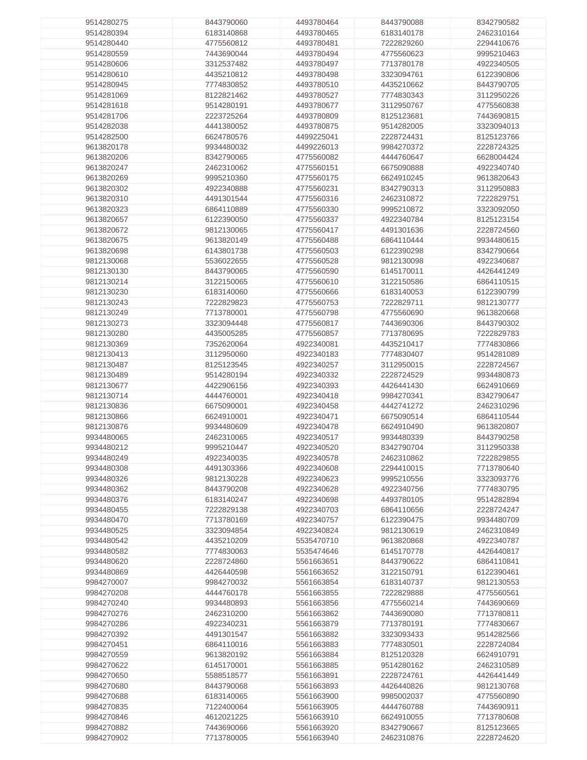| | | | | |
|---|---|---|---|---|
| 9514280275 | 8443790060 | 4493780464 | 8443790088 | 8342790582 |
| 9514280394 | 6183140868 | 4493780465 | 6183140178 | 2462310164 |
| 9514280440 | 4775560812 | 4493780481 | 7222829260 | 2294410676 |
| 9514280559 | 7443690044 | 4493780494 | 4775560623 | 9995210463 |
| 9514280606 | 3312537482 | 4493780497 | 7713780178 | 4922340505 |
| 9514280610 | 4435210812 | 4493780498 | 3323094761 | 6122390806 |
| 9514280945 | 7774830852 | 4493780510 | 4435210662 | 8443790705 |
| 9514281069 | 8122821462 | 4493780527 | 7774830343 | 3112950226 |
| 9514281618 | 9514280191 | 4493780677 | 3112950767 | 4775560838 |
| 9514281706 | 2223725264 | 4493780809 | 8125123681 | 7443690815 |
| 9514282038 | 4441380052 | 4493780875 | 9514282005 | 3323094013 |
| 9514282500 | 6624780576 | 4499225041 | 2228724431 | 8125123766 |
| 9613820178 | 9934480032 | 4499226013 | 9984270372 | 2228724325 |
| 9613820206 | 8342790065 | 4775560082 | 4444760647 | 6628004424 |
| 9613820247 | 2462310062 | 4775560151 | 6675090888 | 4922340740 |
| 9613820269 | 9995210360 | 4775560175 | 6624910245 | 9613820643 |
| 9613820302 | 4922340888 | 4775560231 | 8342790313 | 3112950883 |
| 9613820310 | 4491301544 | 4775560316 | 2462310872 | 7222829751 |
| 9613820323 | 6864110889 | 4775560330 | 9995210872 | 3323092050 |
| 9613820657 | 6122390050 | 4775560337 | 4922340784 | 8125123154 |
| 9613820672 | 9812130065 | 4775560417 | 4491301636 | 2228724560 |
| 9613820675 | 9613820149 | 4775560488 | 6864110444 | 9934480615 |
| 9613820698 | 6143801738 | 4775560503 | 6122390298 | 8342790664 |
| 9812130068 | 5536022655 | 4775560528 | 9812130098 | 4922340687 |
| 9812130130 | 8443790065 | 4775560590 | 6145170011 | 4426441249 |
| 9812130214 | 3122150065 | 4775560610 | 3122150586 | 6864110515 |
| 9812130230 | 6183140060 | 4775560666 | 6183140053 | 6122390799 |
| 9812130243 | 7222829823 | 4775560753 | 7222829711 | 9812130777 |
| 9812130249 | 7713780001 | 4775560798 | 4775560690 | 9613820668 |
| 9812130273 | 3323094448 | 4775560817 | 7443690306 | 8443790302 |
| 9812130280 | 4435005285 | 4775560857 | 7713780695 | 7222829783 |
| 9812130369 | 7352620064 | 4922340081 | 4435210417 | 7774830866 |
| 9812130413 | 3112950060 | 4922340183 | 7774830407 | 9514281089 |
| 9812130487 | 8125123545 | 4922340257 | 3112950015 | 2228724567 |
| 9812130489 | 9514280194 | 4922340332 | 2228724529 | 9934480873 |
| 9812130677 | 4422906156 | 4922340393 | 4426441430 | 6624910669 |
| 9812130714 | 4444760001 | 4922340418 | 9984270341 | 8342790647 |
| 9812130836 | 6675090001 | 4922340458 | 4442741272 | 2462310296 |
| 9812130866 | 6624910001 | 4922340471 | 6675090514 | 6864110544 |
| 9812130876 | 9934480609 | 4922340478 | 6624910490 | 9613820807 |
| 9934480065 | 2462310065 | 4922340517 | 9934480339 | 8443790258 |
| 9934480212 | 9995210447 | 4922340520 | 8342790704 | 3112950338 |
| 9934480249 | 4922340035 | 4922340578 | 2462310862 | 7222829855 |
| 9934480308 | 4491303366 | 4922340608 | 2294410015 | 7713780640 |
| 9934480326 | 9812130228 | 4922340623 | 9995210556 | 3323093776 |
| 9934480362 | 8443790208 | 4922340628 | 4922340756 | 7774830795 |
| 9934480376 | 6183140247 | 4922340698 | 4493780105 | 9514282894 |
| 9934480455 | 7222829138 | 4922340703 | 6864110656 | 2228724247 |
| 9934480470 | 7713780169 | 4922340757 | 6122390475 | 9934480709 |
| 9934480525 | 3323094854 | 4922340824 | 9812130619 | 2462310849 |
| 9934480542 | 4435210209 | 5535470710 | 9613820868 | 4922340787 |
| 9934480582 | 7774830063 | 5535474646 | 6145170778 | 4426440817 |
| 9934480620 | 2228724860 | 5561663651 | 8443790622 | 6864110841 |
| 9934480869 | 4426440598 | 5561663652 | 3122150791 | 6122390461 |
| 9984270007 | 9984270032 | 5561663854 | 6183140737 | 9812130553 |
| 9984270208 | 4444760178 | 5561663855 | 7222829888 | 4775560561 |
| 9984270240 | 9934480893 | 5561663856 | 4775560214 | 7443690669 |
| 9984270276 | 2462310200 | 5561663862 | 7443690080 | 7713780811 |
| 9984270286 | 4922340231 | 5561663879 | 7713780191 | 7774830667 |
| 9984270392 | 4491301547 | 5561663882 | 3323093433 | 9514282566 |
| 9984270451 | 6864110016 | 5561663883 | 7774830501 | 2228724084 |
| 9984270559 | 9613820192 | 5561663884 | 8125120328 | 6624910791 |
| 9984270622 | 6145170001 | 5561663885 | 9514280162 | 2462310589 |
| 9984270650 | 5588518577 | 5561663891 | 2228724761 | 4426441449 |
| 9984270680 | 8443790068 | 5561663893 | 4426440826 | 9812130768 |
| 9984270688 | 6183140065 | 5561663900 | 9985002037 | 4775560890 |
| 9984270835 | 7122400064 | 5561663905 | 4444760788 | 7443690911 |
| 9984270846 | 4612021225 | 5561663910 | 6624910055 | 7713780608 |
| 9984270882 | 7443690066 | 5561663920 | 8342790667 | 8125123665 |
| 9984270902 | 7713780005 | 5561663940 | 2462310876 | 2228724620 |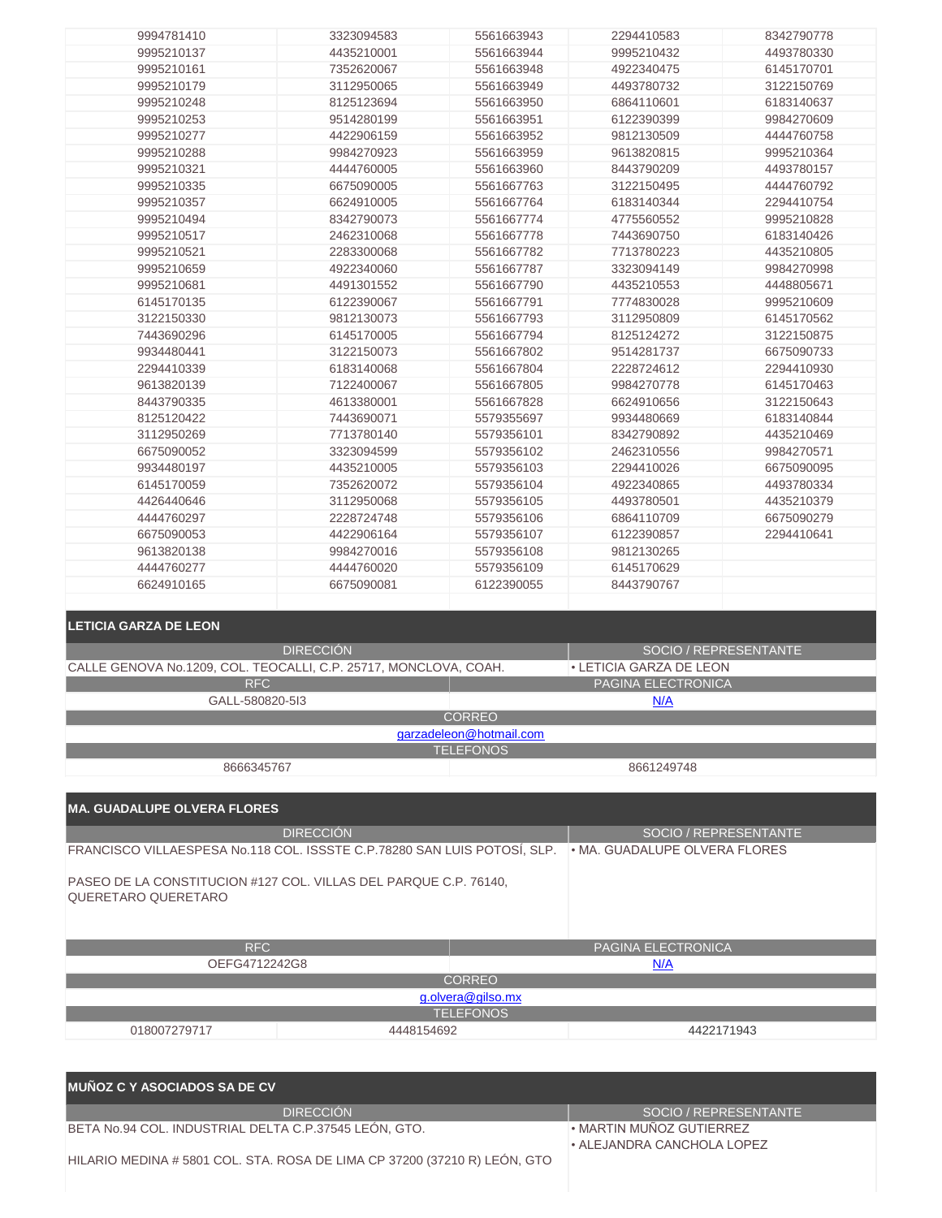| | | | | |
|---|---|---|---|---|
| 9994781410 | 3323094583 | 5561663943 | 2294410583 | 8342790778 |
| 9995210137 | 4435210001 | 5561663944 | 9995210432 | 4493780330 |
| 9995210161 | 7352620067 | 5561663948 | 4922340475 | 6145170701 |
| 9995210179 | 3112950065 | 5561663949 | 4493780732 | 3122150769 |
| 9995210248 | 8125123694 | 5561663950 | 6864110601 | 6183140637 |
| 9995210253 | 9514280199 | 5561663951 | 6122390399 | 9984270609 |
| 9995210277 | 4422906159 | 5561663952 | 9812130509 | 4444760758 |
| 9995210288 | 9984270923 | 5561663959 | 9613820815 | 9995210364 |
| 9995210321 | 4444760005 | 5561663960 | 8443790209 | 4493780157 |
| 9995210335 | 6675090005 | 5561667763 | 3122150495 | 4444760792 |
| 9995210357 | 6624910005 | 5561667764 | 6183140344 | 2294410754 |
| 9995210494 | 8342790073 | 5561667774 | 4775560552 | 9995210828 |
| 9995210517 | 2462310068 | 5561667778 | 7443690750 | 6183140426 |
| 9995210521 | 2283300068 | 5561667782 | 7713780223 | 4435210805 |
| 9995210659 | 4922340060 | 5561667787 | 3323094149 | 9984270998 |
| 9995210681 | 4491301552 | 5561667790 | 4435210553 | 4448805671 |
| 6145170135 | 6122390067 | 5561667791 | 7774830028 | 9995210609 |
| 3122150330 | 9812130073 | 5561667793 | 3112950809 | 6145170562 |
| 7443690296 | 6145170005 | 5561667794 | 8125124272 | 3122150875 |
| 9934480441 | 3122150073 | 5561667802 | 9514281737 | 6675090733 |
| 2294410339 | 6183140068 | 5561667804 | 2228724612 | 2294410930 |
| 9613820139 | 7122400067 | 5561667805 | 9984270778 | 6145170463 |
| 8443790335 | 4613380001 | 5561667828 | 6624910656 | 3122150643 |
| 8125120422 | 7443690071 | 5579355697 | 9934480669 | 6183140844 |
| 3112950269 | 7713780140 | 5579356101 | 8342790892 | 4435210469 |
| 6675090052 | 3323094599 | 5579356102 | 2462310556 | 9984270571 |
| 9934480197 | 4435210005 | 5579356103 | 2294410026 | 6675090095 |
| 6145170059 | 7352620072 | 5579356104 | 4922340865 | 4493780334 |
| 4426440646 | 3112950068 | 5579356105 | 4493780501 | 4435210379 |
| 4444760297 | 2228724748 | 5579356106 | 6864110709 | 6675090279 |
| 6675090053 | 4422906164 | 5579356107 | 6122390857 | 2294410641 |
| 9613820138 | 9984270016 | 5579356108 | 9812130265 | |
| 4444760277 | 4444760020 | 5579356109 | 6145170629 | |
| 6624910165 | 6675090081 | 6122390055 | 8443790767 | |

## LETICIA GARZA DE LEON

| DIRECCIÓN | SOCIO / REPRESENTANTE |
|---|---|
| CALLE GENOVA No.1209, COL. TEOCALLI, C.P. 25717, MONCLOVA, COAH. | • LETICIA GARZA DE LEON |

| RFC | PAGINA ELECTRONICA |
|---|---|
| GALL-580820-5I3 | N/A |

**CORREO**

garzadeleon@hotmail.com

**TELEFONOS**

| | |
|---|---|
| 8666345767 | 8661249748 |

## MA. GUADALUPE OLVERA FLORES

| DIRECCIÓN | SOCIO / REPRESENTANTE |
|---|---|
| FRANCISCO VILLAESPESA No.118 COL. ISSSTE C.P.78280 SAN LUIS POTOSÍ, SLP.<br><br>PASEO DE LA CONSTITUCION #127 COL. VILLAS DEL PARQUE C.P. 76140, QUERETARO QUERETARO | • MA. GUADALUPE OLVERA FLORES |

| RFC | PAGINA ELECTRONICA |
|---|---|
| OEFG4712242G8 | N/A |

**CORREO**

g.olvera@gilso.mx

**TELEFONOS**

| | | |
|---|---|---|
| 018007279717 | 4448154692 | 4422171943 |

## MUÑOZ C Y ASOCIADOS SA DE CV

| DIRECCIÓN | SOCIO / REPRESENTANTE |
|---|---|
| BETA No.94 COL. INDUSTRIAL DELTA C.P.37545 LEÓN, GTO.<br><br>HILARIO MEDINA # 5801 COL. STA. ROSA DE LIMA CP 37200 (37210 R) LEÓN, GTO | • MARTIN MUÑOZ GUTIERREZ<br>• ALEJANDRA CANCHOLA LOPEZ |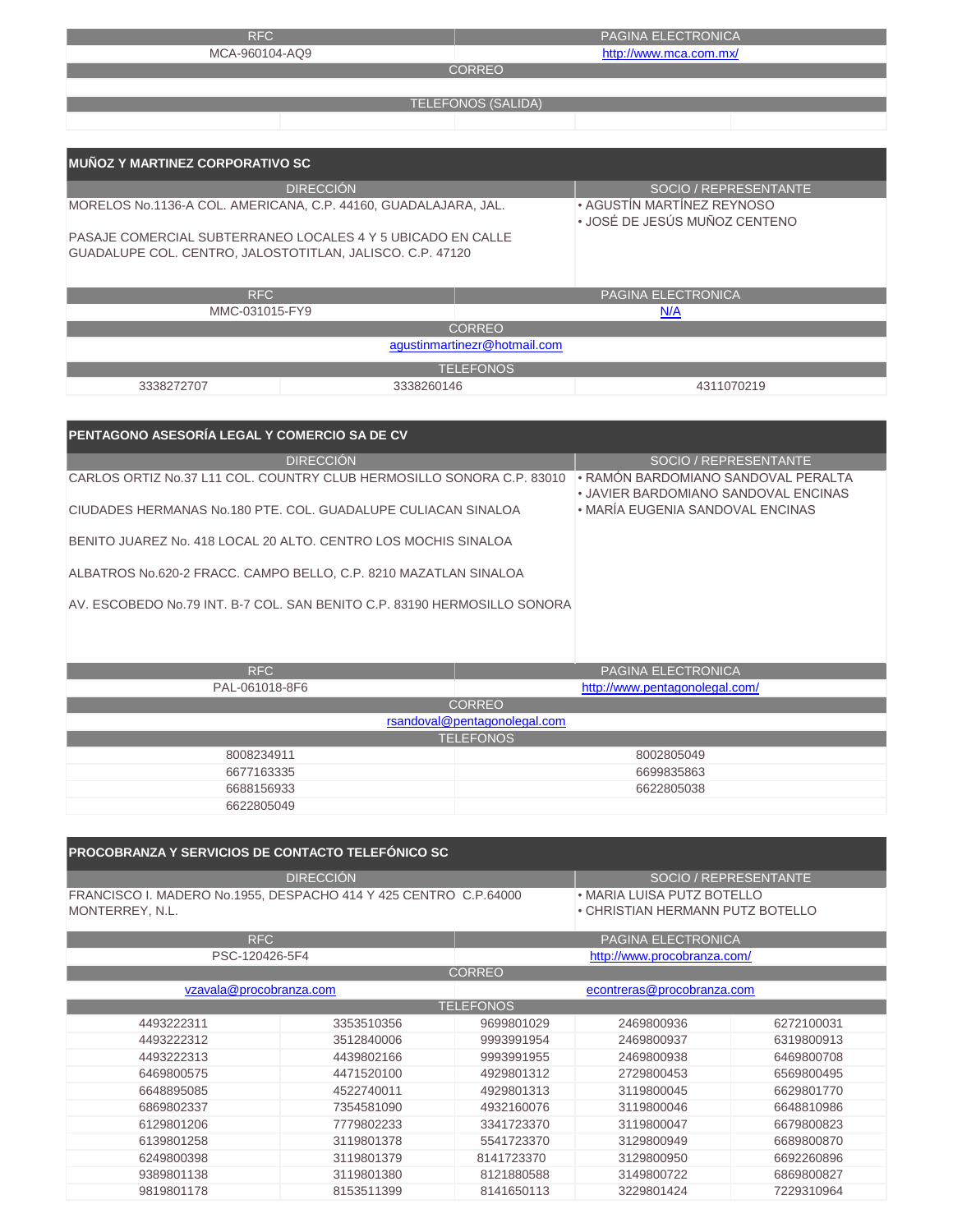| RFC | PAGINA ELECTRONICA |
|---|---|
| MCA-960104-AQ9 | http://www.mca.com.mx/ |

| CORREO |
|---|
| |

| TELEFONOS (SALIDA) | | | | |
|---|---|---|---|---|
| | | | | |

## MUÑOZ Y MARTINEZ CORPORATIVO SC

| DIRECCIÓN | SOCIO / REPRESENTANTE |
|---|---|
| MORELOS No.1136-A COL. AMERICANA, C.P. 44160, GUADALAJARA, JAL.<br><br>PASAJE COMERCIAL SUBTERRANEO LOCALES 4 Y 5 UBICADO EN CALLE GUADALUPE COL. CENTRO, JALOSTOTITLAN, JALISCO. C.P. 47120 | • AGUSTÍN MARTÍNEZ REYNOSO<br>• JOSÉ DE JESÚS MUÑOZ CENTENO |

| RFC | PAGINA ELECTRONICA |
|---|---|
| MMC-031015-FY9 | N/A |

| CORREO |
|---|
| agustinmartinezr@hotmail.com |

| TELEFONOS | | |
|---|---|---|
| 3338272707 | 3338260146 | 4311070219 |

## PENTAGONO ASESORÍA LEGAL Y COMERCIO SA DE CV

| DIRECCIÓN | SOCIO / REPRESENTANTE |
|---|---|
| CARLOS ORTIZ No.37 L11 COL. COUNTRY CLUB HERMOSILLO SONORA C.P. 83010<br><br>CIUDADES HERMANAS No.180 PTE. COL. GUADALUPE CULIACAN SINALOA<br><br>BENITO JUAREZ No. 418 LOCAL 20 ALTO. CENTRO LOS MOCHIS SINALOA<br><br>ALBATROS No.620-2 FRACC. CAMPO BELLO, C.P. 8210 MAZATLAN SINALOA<br><br>AV. ESCOBEDO No.79 INT. B-7 COL. SAN BENITO C.P. 83190 HERMOSILLO SONORA | • RAMÓN BARDOMIANO SANDOVAL PERALTA<br>• JAVIER BARDOMIANO SANDOVAL ENCINAS<br>• MARÍA EUGENIA SANDOVAL ENCINAS |

| RFC | PAGINA ELECTRONICA |
|---|---|
| PAL-061018-8F6 | http://www.pentagonolegal.com/ |

| CORREO |
|---|
| rsandoval@pentagonolegal.com |

| TELEFONOS | |
|---|---|
| 8008234911 | 8002805049 |
| 6677163335 | 6699835863 |
| 6688156933 | 6622805038 |
| 6622805049 | |

## PROCOBRANZA Y SERVICIOS DE CONTACTO TELEFÓNICO SC

| DIRECCIÓN | SOCIO / REPRESENTANTE |
|---|---|
| FRANCISCO I. MADERO No.1955, DESPACHO 414 Y 425 CENTRO C.P.64000 MONTERREY, N.L. | • MARIA LUISA PUTZ BOTELLO<br>• CHRISTIAN HERMANN PUTZ BOTELLO |

| RFC | PAGINA ELECTRONICA |
|---|---|
| PSC-120426-5F4 | http://www.procobranza.com/ |

| CORREO | |
|---|---|
| vzavala@procobranza.com | econtreras@procobranza.com |

| TELEFONOS | | | | |
|---|---|---|---|---|
| 4493222311 | 3353510356 | 9699801029 | 2469800936 | 6272100031 |
| 4493222312 | 3512840006 | 9993991954 | 2469800937 | 6319800913 |
| 4493222313 | 4439802166 | 9993991955 | 2469800938 | 6469800708 |
| 6469800575 | 4471520100 | 4929801312 | 2729800453 | 6569800495 |
| 6648895085 | 4522740011 | 4929801313 | 3119800045 | 6629801770 |
| 6869802337 | 7354581090 | 4932160076 | 3119800046 | 6648810986 |
| 6129801206 | 7779802233 | 3341723370 | 3119800047 | 6679800823 |
| 6139801258 | 3119801378 | 5541723370 | 3129800949 | 6689800870 |
| 6249800398 | 3119801379 | 8141723370 | 3129800950 | 6692260896 |
| 9389801138 | 3119801380 | 8121880588 | 3149800722 | 6869800827 |
| 9819801178 | 8153511399 | 8141650113 | 3229801424 | 7229310964 |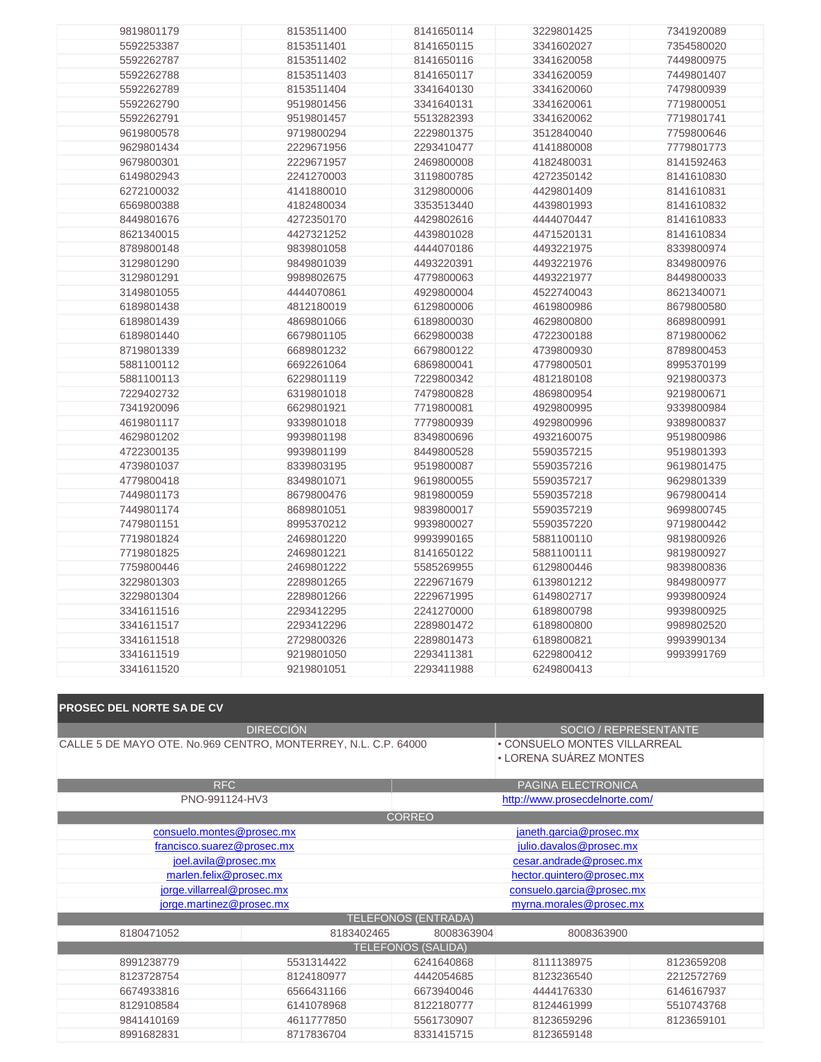| | | | | |
|---|---|---|---|---|
| 9819801179 | 8153511400 | 8141650114 | 3229801425 | 7341920089 |
| 5592253387 | 8153511401 | 8141650115 | 3341602027 | 7354580020 |
| 5592262787 | 8153511402 | 8141650116 | 3341620058 | 7449800975 |
| 5592262788 | 8153511403 | 8141650117 | 3341620059 | 7449801407 |
| 5592262789 | 8153511404 | 3341640130 | 3341620060 | 7479800939 |
| 5592262790 | 9519801456 | 3341640131 | 3341620061 | 7719800051 |
| 5592262791 | 9519801457 | 5513282393 | 3341620062 | 7719801741 |
| 9619800578 | 9719800294 | 2229801375 | 3512840040 | 7759800646 |
| 9629801434 | 2229671956 | 2293410477 | 4141880008 | 7779801773 |
| 9679800301 | 2229671957 | 2469800008 | 4182480031 | 8141592463 |
| 6149802943 | 2241270003 | 3119800785 | 4272350142 | 8141610830 |
| 6272100032 | 4141880010 | 3129800006 | 4429801409 | 8141610831 |
| 6569800388 | 4182480034 | 3353513440 | 4439801993 | 8141610832 |
| 8449801676 | 4272350170 | 4429802616 | 4444070447 | 8141610833 |
| 8621340015 | 4427321252 | 4439801028 | 4471520131 | 8141610834 |
| 8789800148 | 9839801058 | 4444070186 | 4493221975 | 8339800974 |
| 3129801290 | 9849801039 | 4493220391 | 4493221976 | 8349800976 |
| 3129801291 | 9989802675 | 4779800063 | 4493221977 | 8449800033 |
| 3149801055 | 4444070861 | 4929800004 | 4522740043 | 8621340071 |
| 6189801438 | 4812180019 | 6129800006 | 4619800986 | 8679800580 |
| 6189801439 | 4869801066 | 6189800030 | 4629800800 | 8689800991 |
| 6189801440 | 6679801105 | 6629800038 | 4722300188 | 8719800062 |
| 8719801339 | 6689801232 | 6679800122 | 4739800930 | 8789800453 |
| 5881100112 | 6692261064 | 6869800041 | 4779800501 | 8995370199 |
| 5881100113 | 6229801119 | 7229800342 | 4812180108 | 9219800373 |
| 7229402732 | 6319801018 | 7479800828 | 4869800954 | 9219800671 |
| 7341920096 | 6629801921 | 7719800081 | 4929800995 | 9339800984 |
| 4619801117 | 9339801018 | 7779800939 | 4929800996 | 9389800837 |
| 4629801202 | 9939801198 | 8349800696 | 4932160075 | 9519800986 |
| 4722300135 | 9939801199 | 8449800528 | 5590357215 | 9519801393 |
| 4739801037 | 8339803195 | 9519800087 | 5590357216 | 9619801475 |
| 4779800418 | 8349801071 | 9619800055 | 5590357217 | 9629801339 |
| 7449801173 | 8679800476 | 9819800059 | 5590357218 | 9679800414 |
| 7449801174 | 8689801051 | 9839800017 | 5590357219 | 9699800745 |
| 7479801151 | 8995370212 | 9939800027 | 5590357220 | 9719800442 |
| 7719801824 | 2469801220 | 9993990165 | 5881100110 | 9819800926 |
| 7719801825 | 2469801221 | 8141650122 | 5881100111 | 9819800927 |
| 7759800446 | 2469801222 | 5585269955 | 6129800446 | 9839800836 |
| 3229801303 | 2289801265 | 2229671679 | 6139801212 | 9849800977 |
| 3229801304 | 2289801266 | 2229671995 | 6149802717 | 9939800924 |
| 3341611516 | 2293412295 | 2241270000 | 6189800798 | 9939800925 |
| 3341611517 | 2293412296 | 2289801472 | 6189800800 | 9989802520 |
| 3341611518 | 2729800326 | 2289801473 | 6189800821 | 9993990134 |
| 3341611519 | 9219801050 | 2293411381 | 6229800412 | 9993991769 |
| 3341611520 | 9219801051 | 2293411988 | 6249800413 | |

## PROSEC DEL NORTE SA DE CV

| DIRECCIÓN | SOCIO / REPRESENTANTE |
|---|---|
| CALLE 5 DE MAYO OTE. No.969 CENTRO, MONTERREY, N.L. C.P. 64000 | • CONSUELO MONTES VILLARREAL<br>• LORENA SUÁREZ MONTES |

| RFC | PAGINA ELECTRONICA |
|---|---|
| PNO-991124-HV3 | http://www.prosecdelnorte.com/ |

| CORREO | |
|---|---|
| consuelo.montes@prosec.mx | janeth.garcia@prosec.mx |
| francisco.suarez@prosec.mx | julio.davalos@prosec.mx |
| joel.avila@prosec.mx | cesar.andrade@prosec.mx |
| marlen.felix@prosec.mx | hector.quintero@prosec.mx |
| jorge.villarreal@prosec.mx | consuelo.garcia@prosec.mx |
| jorge.martinez@prosec.mx | myrna.morales@prosec.mx |

| TELEFONOS (ENTRADA) | | | |
|---|---|---|---|
| 8180471052 | 8183402465 | 8008363904 | 8008363900 |

| TELEFONOS (SALIDA) | | | | |
|---|---|---|---|---|
| 8991238779 | 5531314422 | 6241640868 | 8111138975 | 8123659208 |
| 8123728754 | 8124180977 | 4442054685 | 8123236540 | 2212572769 |
| 6674933816 | 6566431166 | 6673940046 | 4444176330 | 6146167937 |
| 8129108584 | 6141078968 | 8122180777 | 8124461999 | 5510743768 |
| 9841410169 | 4611777850 | 5561730907 | 8123659296 | 8123659101 |
| 8991682831 | 8717836704 | 8331415715 | 8123659148 | |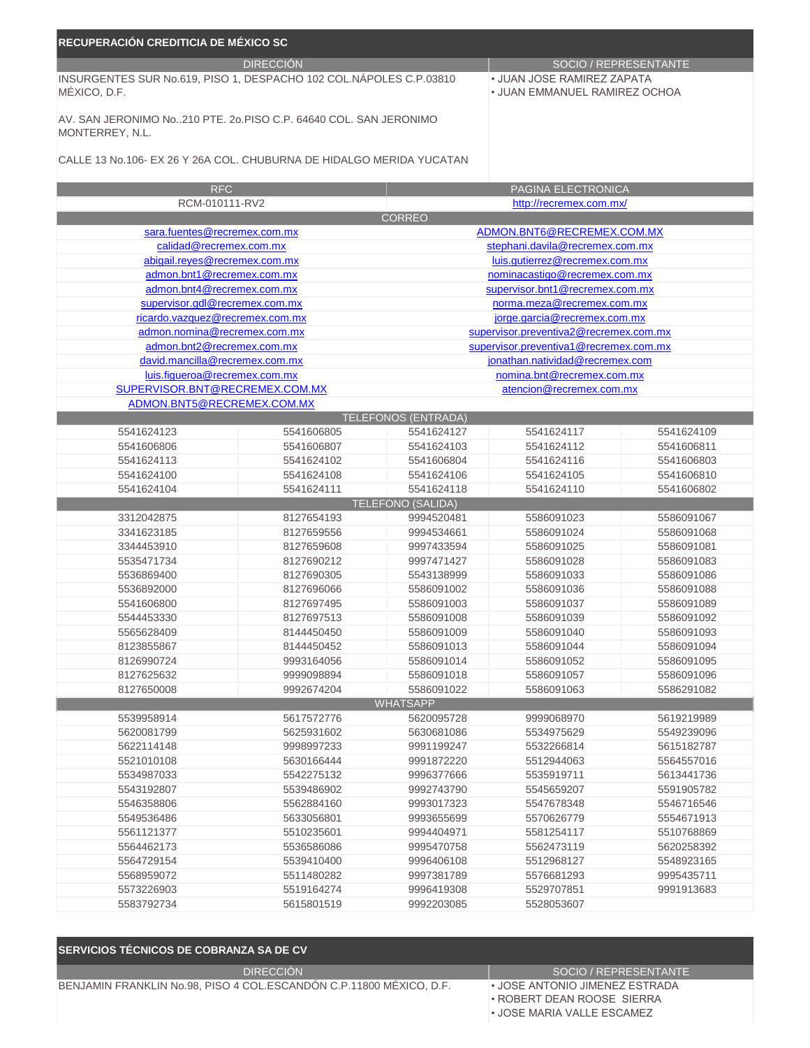## RECUPERACIÓN CREDITICIA DE MÉXICO SC

| DIRECCIÓN | SOCIO / REPRESENTANTE |
|---|---|
| INSURGENTES SUR No.619, PISO 1, DESPACHO 102 COL.NÁPOLES C.P.03810 MÉXICO, D.F.<br><br>AV. SAN JERONIMO No..210 PTE. 2o.PISO C.P. 64640 COL. SAN JERONIMO MONTERREY, N.L.<br><br>CALLE 13 No.106- EX 26 Y 26A COL. CHUBURNA DE HIDALGO MERIDA YUCATAN | • JUAN JOSE RAMIREZ ZAPATA<br>• JUAN EMMANUEL RAMIREZ OCHOA |

| RFC | PAGINA ELECTRONICA |
|---|---|
| RCM-010111-RV2 | http://recremex.com.mx/ |

| CORREO | |
|---|---|
| sara.fuentes@recremex.com.mx | ADMON.BNT6@RECREMEX.COM.MX |
| calidad@recremex.com.mx | stephani.davila@recremex.com.mx |
| abigail.reyes@recremex.com.mx | luis.gutierrez@recremex.com.mx |
| admon.bnt1@recremex.com.mx | nominacastigo@recremex.com.mx |
| admon.bnt4@recremex.com.mx | supervisor.bnt1@recremex.com.mx |
| supervisor.gdl@recremex.com.mx | norma.meza@recremex.com.mx |
| ricardo.vazquez@recremex.com.mx | jorge.garcia@recremex.com.mx |
| admon.nomina@recremex.com.mx | supervisor.preventiva2@recremex.com.mx |
| admon.bnt2@recremex.com.mx | supervisor.preventiva1@recremex.com.mx |
| david.mancilla@recremex.com.mx | jonathan.natividad@recremex.com |
| luis.figueroa@recremex.com.mx | nomina.bnt@recremex.com.mx |
| SUPERVISOR.BNT@RECREMEX.COM.MX | atencion@recremex.com.mx |
| ADMON.BNT5@RECREMEX.COM.MX | |

| TELEFONOS (ENTRADA) | | | | |
|---|---|---|---|---|
| 5541624123 | 5541606805 | 5541624127 | 5541624117 | 5541624109 |
| 5541606806 | 5541606807 | 5541624103 | 5541624112 | 5541606811 |
| 5541624113 | 5541624102 | 5541606804 | 5541624116 | 5541606803 |
| 5541624100 | 5541624108 | 5541624106 | 5541624105 | 5541606810 |
| 5541624104 | 5541624111 | 5541624118 | 5541624110 | 5541606802 |

| TELEFONO (SALIDA) | | | | |
|---|---|---|---|---|
| 3312042875 | 8127654193 | 9994520481 | 5586091023 | 5586091067 |
| 3341623185 | 8127659556 | 9994534661 | 5586091024 | 5586091068 |
| 3344453910 | 8127659608 | 9997433594 | 5586091025 | 5586091081 |
| 5535471734 | 8127690212 | 9997471427 | 5586091028 | 5586091083 |
| 5536869400 | 8127690305 | 5543138999 | 5586091033 | 5586091086 |
| 5536892000 | 8127696066 | 5586091002 | 5586091036 | 5586091088 |
| 5541606800 | 8127697495 | 5586091003 | 5586091037 | 5586091089 |
| 5544453330 | 8127697513 | 5586091008 | 5586091039 | 5586091092 |
| 5565628409 | 8144450450 | 5586091009 | 5586091040 | 5586091093 |
| 8123855867 | 8144450452 | 5586091013 | 5586091044 | 5586091094 |
| 8126990724 | 9993164056 | 5586091014 | 5586091052 | 5586091095 |
| 8127625632 | 9999098894 | 5586091018 | 5586091057 | 5586091096 |
| 8127650008 | 9992674204 | 5586091022 | 5586091063 | 5586291082 |

| WHATSAPP | | | | |
|---|---|---|---|---|
| 5539958914 | 5617572776 | 5620095728 | 9999068970 | 5619219989 |
| 5620081799 | 5625931602 | 5630681086 | 5534975629 | 5549239096 |
| 5622114148 | 9998997233 | 9991199247 | 5532266814 | 5615182787 |
| 5521010108 | 5630166444 | 9991872220 | 5512944063 | 5564557016 |
| 5534987033 | 5542275132 | 9996377666 | 5535919711 | 5613441736 |
| 5543192807 | 5539486902 | 9992743790 | 5545659207 | 5591905782 |
| 5546358806 | 5562884160 | 9993017323 | 5547678348 | 5546716546 |
| 5549536486 | 5633056801 | 9993655699 | 5570626779 | 5554671913 |
| 5561121377 | 5510235601 | 9994404971 | 5581254117 | 5510768869 |
| 5564462173 | 5536586086 | 9995470758 | 5562473119 | 5620258392 |
| 5564729154 | 5539410400 | 9996406108 | 5512968127 | 5548923165 |
| 5568959072 | 5511480282 | 9997381789 | 5576681293 | 9995435711 |
| 5573226903 | 5519164274 | 9996419308 | 5529707851 | 9991913683 |
| 5583792734 | 5615801519 | 9992203085 | 5528053607 | |

## SERVICIOS TÉCNICOS DE COBRANZA SA DE CV

| DIRECCIÓN | SOCIO / REPRESENTANTE |
|---|---|
| BENJAMIN FRANKLIN No.98, PISO 4 COL.ESCANDÓN C.P.11800 MÉXICO, D.F. | • JOSE ANTONIO JIMENEZ ESTRADA<br>• ROBERT DEAN ROOSE SIERRA<br>• JOSE MARIA VALLE ESCAMEZ |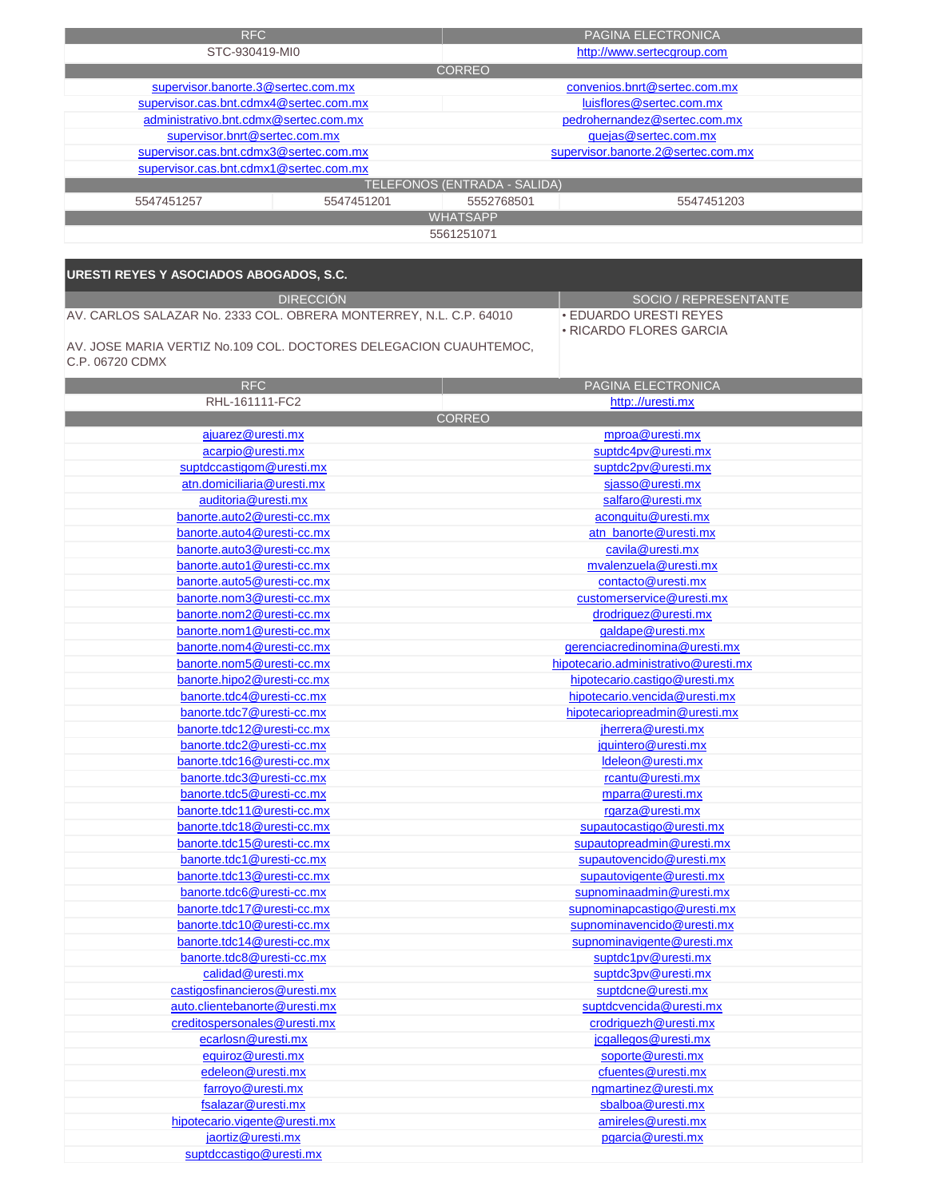| RFC | PAGINA ELECTRONICA |
| --- | --- |
| STC-930419-MI0 | http://www.sertecgroup.com |

| CORREO | |
| --- | --- |
| supervisor.banorte.3@sertec.com.mx | convenios.bnrt@sertec.com.mx |
| supervisor.cas.bnt.cdmx4@sertec.com.mx | luisflores@sertec.com.mx |
| administrativo.bnt.cdmx@sertec.com.mx | pedrohernandez@sertec.com.mx |
| supervisor.bnrt@sertec.com.mx | quejas@sertec.com.mx |
| supervisor.cas.bnt.cdmx3@sertec.com.mx | supervisor.banorte.2@sertec.com.mx |
| supervisor.cas.bnt.cdmx1@sertec.com.mx | |

| TELEFONOS (ENTRADA - SALIDA) | | | |
| --- | --- | --- | --- |
| 5547451257 | 5547451201 | 5552768501 | 5547451203 |

| WHATSAPP |
| --- |
| 5561251071 |

## URESTI REYES Y ASOCIADOS ABOGADOS, S.C.

| DIRECCIÓN | SOCIO / REPRESENTANTE |
| --- | --- |
| AV. CARLOS SALAZAR No. 2333 COL. OBRERA MONTERREY, N.L. C.P. 64010<br><br>AV. JOSE MARIA VERTIZ No.109 COL. DOCTORES DELEGACION CUAUHTEMOC, C.P. 06720 CDMX | • EDUARDO URESTI REYES<br>• RICARDO FLORES GARCIA |

| RFC | PAGINA ELECTRONICA |
| --- | --- |
| RHL-161111-FC2 | http:.//uresti.mx |

| CORREO | |
| --- | --- |
| ajuarez@uresti.mx | mproa@uresti.mx |
| acarpio@uresti.mx | suptdc4pv@uresti.mx |
| suptdccastigom@uresti.mx | suptdc2pv@uresti.mx |
| atn.domiciliaria@uresti.mx | sjasso@uresti.mx |
| auditoria@uresti.mx | salfaro@uresti.mx |
| banorte.auto2@uresti-cc.mx | aconguitu@uresti.mx |
| banorte.auto4@uresti-cc.mx | atn_banorte@uresti.mx |
| banorte.auto3@uresti-cc.mx | cavila@uresti.mx |
| banorte.auto1@uresti-cc.mx | mvalenzuela@uresti.mx |
| banorte.auto5@uresti-cc.mx | contacto@uresti.mx |
| banorte.nom3@uresti-cc.mx | customerservice@uresti.mx |
| banorte.nom2@uresti-cc.mx | drodriguez@uresti.mx |
| banorte.nom1@uresti-cc.mx | galdape@uresti.mx |
| banorte.nom4@uresti-cc.mx | gerenciacredinomina@uresti.mx |
| banorte.nom5@uresti-cc.mx | hipotecario.administrativo@uresti.mx |
| banorte.hipo2@uresti-cc.mx | hipotecario.castigo@uresti.mx |
| banorte.tdc4@uresti-cc.mx | hipotecario.vencida@uresti.mx |
| banorte.tdc7@uresti-cc.mx | hipotecariopreadmin@uresti.mx |
| banorte.tdc12@uresti-cc.mx | jherrera@uresti.mx |
| banorte.tdc2@uresti-cc.mx | jquintero@uresti.mx |
| banorte.tdc16@uresti-cc.mx | ldeleon@uresti.mx |
| banorte.tdc3@uresti-cc.mx | rcantu@uresti.mx |
| banorte.tdc5@uresti-cc.mx | mparra@uresti.mx |
| banorte.tdc11@uresti-cc.mx | rgarza@uresti.mx |
| banorte.tdc18@uresti-cc.mx | supautocastigo@uresti.mx |
| banorte.tdc15@uresti-cc.mx | supautopreadmin@uresti.mx |
| banorte.tdc1@uresti-cc.mx | supautovencido@uresti.mx |
| banorte.tdc13@uresti-cc.mx | supautovigente@uresti.mx |
| banorte.tdc6@uresti-cc.mx | supnominaadmin@uresti.mx |
| banorte.tdc17@uresti-cc.mx | supnominapcastigo@uresti.mx |
| banorte.tdc10@uresti-cc.mx | supnominavencido@uresti.mx |
| banorte.tdc14@uresti-cc.mx | supnominavigente@uresti.mx |
| banorte.tdc8@uresti-cc.mx | suptdc1pv@uresti.mx |
| calidad@uresti.mx | suptdc3pv@uresti.mx |
| castigosfinancieros@uresti.mx | suptdcne@uresti.mx |
| auto.clientebanorte@uresti.mx | suptdcvencida@uresti.mx |
| creditospersonales@uresti.mx | crodriguezh@uresti.mx |
| ecarlosn@uresti.mx | jcgallegos@uresti.mx |
| equiroz@uresti.mx | soporte@uresti.mx |
| edeleon@uresti.mx | cfuentes@uresti.mx |
| farroyo@uresti.mx | ngmartinez@uresti.mx |
| fsalazar@uresti.mx | sbalboa@uresti.mx |
| hipotecario.vigente@uresti.mx | amireles@uresti.mx |
| jaortiz@uresti.mx | pgarcia@uresti.mx |
| suptdccastigo@uresti.mx | |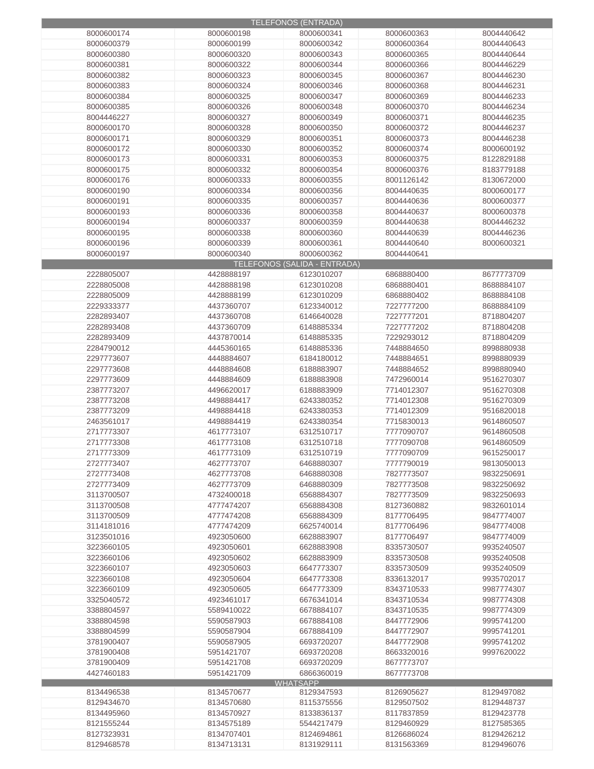| TELEFONOS (ENTRADA) | | | | |
|---|---|---|---|---|
| 8000600174 | 8000600198 | 8000600341 | 8000600363 | 8004440642 |
| 8000600379 | 8000600199 | 8000600342 | 8000600364 | 8004440643 |
| 8000600380 | 8000600320 | 8000600343 | 8000600365 | 8004440644 |
| 8000600381 | 8000600322 | 8000600344 | 8000600366 | 8004446229 |
| 8000600382 | 8000600323 | 8000600345 | 8000600367 | 8004446230 |
| 8000600383 | 8000600324 | 8000600346 | 8000600368 | 8004446231 |
| 8000600384 | 8000600325 | 8000600347 | 8000600369 | 8004446233 |
| 8000600385 | 8000600326 | 8000600348 | 8000600370 | 8004446234 |
| 8004446227 | 8000600327 | 8000600349 | 8000600371 | 8004446235 |
| 8000600170 | 8000600328 | 8000600350 | 8000600372 | 8004446237 |
| 8000600171 | 8000600329 | 8000600351 | 8000600373 | 8004446238 |
| 8000600172 | 8000600330 | 8000600352 | 8000600374 | 8000600192 |
| 8000600173 | 8000600331 | 8000600353 | 8000600375 | 8122829188 |
| 8000600175 | 8000600332 | 8000600354 | 8000600376 | 8183779188 |
| 8000600176 | 8000600333 | 8000600355 | 8001126142 | 8130672000 |
| 8000600190 | 8000600334 | 8000600356 | 8004440635 | 8000600177 |
| 8000600191 | 8000600335 | 8000600357 | 8004440636 | 8000600377 |
| 8000600193 | 8000600336 | 8000600358 | 8004440637 | 8000600378 |
| 8000600194 | 8000600337 | 8000600359 | 8004440638 | 8004446232 |
| 8000600195 | 8000600338 | 8000600360 | 8004440639 | 8004446236 |
| 8000600196 | 8000600339 | 8000600361 | 8004440640 | 8000600321 |
| 8000600197 | 8000600340 | 8000600362 | 8004440641 | |

| TELEFONOS (SALIDA - ENTRADA) | | | | |
|---|---|---|---|---|
| 2228805007 | 4428888197 | 6123010207 | 6868880400 | 8677773709 |
| 2228805008 | 4428888198 | 6123010208 | 6868880401 | 8688884107 |
| 2228805009 | 4428888199 | 6123010209 | 6868880402 | 8688884108 |
| 2229333377 | 4437360707 | 6123340012 | 7227777200 | 8688884109 |
| 2282893407 | 4437360708 | 6146640028 | 7227777201 | 8718804207 |
| 2282893408 | 4437360709 | 6148885334 | 7227777202 | 8718804208 |
| 2282893409 | 4437870014 | 6148885335 | 7229293012 | 8718804209 |
| 2284790012 | 4445360165 | 6148885336 | 7448884650 | 8998880938 |
| 2297773607 | 4448884607 | 6184180012 | 7448884651 | 8998880939 |
| 2297773608 | 4448884608 | 6188883907 | 7448884652 | 8998880940 |
| 2297773609 | 4448884609 | 6188883908 | 7472960014 | 9516270307 |
| 2387773207 | 4496620017 | 6188883909 | 7714012307 | 9516270308 |
| 2387773208 | 4498884417 | 6243380352 | 7714012308 | 9516270309 |
| 2387773209 | 4498884418 | 6243380353 | 7714012309 | 9516820018 |
| 2463561017 | 4498884419 | 6243380354 | 7715830013 | 9614860507 |
| 2717773307 | 4617773107 | 6312510717 | 7777090707 | 9614860508 |
| 2717773308 | 4617773108 | 6312510718 | 7777090708 | 9614860509 |
| 2717773309 | 4617773109 | 6312510719 | 7777090709 | 9615250017 |
| 2727773407 | 4627773707 | 6468880307 | 7777790019 | 9813050013 |
| 2727773408 | 4627773708 | 6468880308 | 7827773507 | 9832250691 |
| 2727773409 | 4627773709 | 6468880309 | 7827773508 | 9832250692 |
| 3113700507 | 4732400018 | 6568884307 | 7827773509 | 9832250693 |
| 3113700508 | 4777474207 | 6568884308 | 8127360882 | 9832601014 |
| 3113700509 | 4777474208 | 6568884309 | 8177706495 | 9847774007 |
| 3114181016 | 4777474209 | 6625740014 | 8177706496 | 9847774008 |
| 3123501016 | 4923050600 | 6628883907 | 8177706497 | 9847774009 |
| 3223660105 | 4923050601 | 6628883908 | 8335730507 | 9935240507 |
| 3223660106 | 4923050602 | 6628883909 | 8335730508 | 9935240508 |
| 3223660107 | 4923050603 | 6647773307 | 8335730509 | 9935240509 |
| 3223660108 | 4923050604 | 6647773308 | 8336132017 | 9935702017 |
| 3223660109 | 4923050605 | 6647773309 | 8343710533 | 9987774307 |
| 3325040572 | 4923461017 | 6676341014 | 8343710534 | 9987774308 |
| 3388804597 | 5589410022 | 6678884107 | 8343710535 | 9987774309 |
| 3388804598 | 5590587903 | 6678884108 | 8447772906 | 9995741200 |
| 3388804599 | 5590587904 | 6678884109 | 8447772907 | 9995741201 |
| 3781900407 | 5590587905 | 6693720207 | 8447772908 | 9995741202 |
| 3781900408 | 5951421707 | 6693720208 | 8663320016 | 9997620022 |
| 3781900409 | 5951421708 | 6693720209 | 8677773707 | |
| 4427460183 | 5951421709 | 6866360019 | 8677773708 | |

| WHATSAPP | | | | |
|---|---|---|---|---|
| 8134496538 | 8134570677 | 8129347593 | 8126905627 | 8129497082 |
| 8129434670 | 8134570680 | 8115375556 | 8129507502 | 8129448737 |
| 8134495960 | 8134570927 | 8133836137 | 8117837859 | 8129423778 |
| 8121555244 | 8134575189 | 5544217479 | 8129460929 | 8127585365 |
| 8127323931 | 8134707401 | 8124694861 | 8126686024 | 8129426212 |
| 8129468578 | 8134713131 | 8131929111 | 8131563369 | 8129496076 |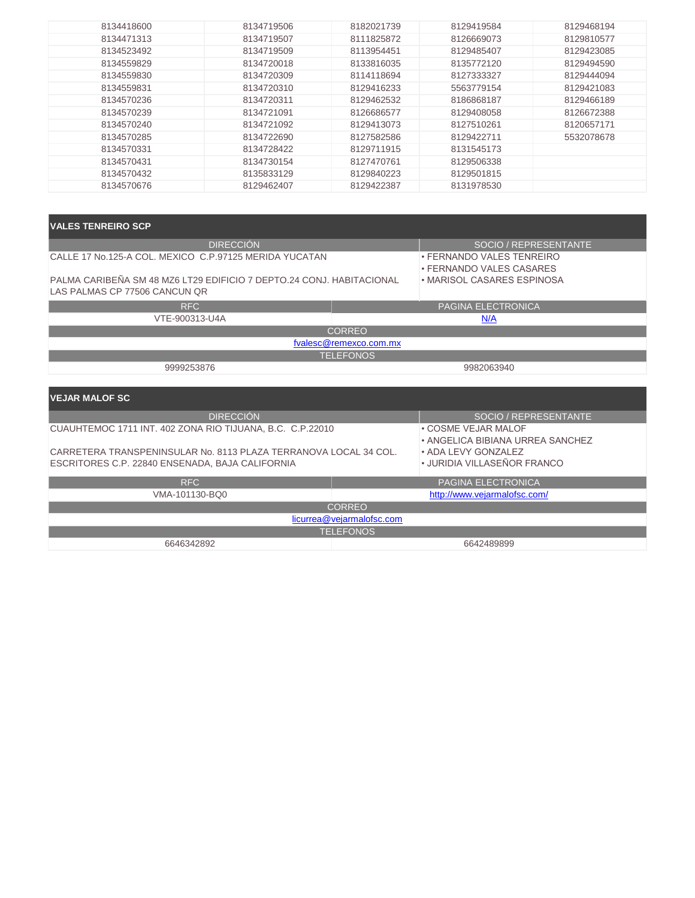| | | | | |
|---|---|---|---|---|
| 8134418600 | 8134719506 | 8182021739 | 8129419584 | 8129468194 |
| 8134471313 | 8134719507 | 8111825872 | 8126669073 | 8129810577 |
| 8134523492 | 8134719509 | 8113954451 | 8129485407 | 8129423085 |
| 8134559829 | 8134720018 | 8133816035 | 8135772120 | 8129494590 |
| 8134559830 | 8134720309 | 8114118694 | 8127333327 | 8129444094 |
| 8134559831 | 8134720310 | 8129416233 | 5563779154 | 8129421083 |
| 8134570236 | 8134720311 | 8129462532 | 8186868187 | 8129466189 |
| 8134570239 | 8134721091 | 8126686577 | 8129408058 | 8126672388 |
| 8134570240 | 8134721092 | 8129413073 | 8127510261 | 8120657171 |
| 8134570285 | 8134722690 | 8127582586 | 8129422711 | 5532078678 |
| 8134570331 | 8134728422 | 8129711915 | 8131545173 | |
| 8134570431 | 8134730154 | 8127470761 | 8129506338 | |
| 8134570432 | 8135833129 | 8129840223 | 8129501815 | |
| 8134570676 | 8129462407 | 8129422387 | 8131978530 | |

## VALES TENREIRO SCP

| DIRECCIÓN | SOCIO / REPRESENTANTE |
|---|---|
| CALLE 17 No.125-A COL. MEXICO C.P.97125 MERIDA YUCATAN<br><br>PALMA CARIBEÑA SM 48 MZ6 LT29 EDIFICIO 7 DEPTO.24 CONJ. HABITACIONAL LAS PALMAS CP 77506 CANCUN QR | • FERNANDO VALES TENREIRO<br>• FERNANDO VALES CASARES<br>• MARISOL CASARES ESPINOSA |

| RFC | PAGINA ELECTRONICA |
|---|---|
| VTE-900313-U4A | N/A |

**CORREO**

fvalesc@remexco.com.mx

**TELEFONOS**

| | |
|---|---|
| 9999253876 | 9982063940 |

## VEJAR MALOF SC

| DIRECCIÓN | SOCIO / REPRESENTANTE |
|---|---|
| CUAUHTEMOC 1711 INT. 402 ZONA RIO TIJUANA, B.C. C.P.22010<br><br>CARRETERA TRANSPENINSULAR No. 8113 PLAZA TERRANOVA LOCAL 34 COL. ESCRITORES C.P. 22840 ENSENADA, BAJA CALIFORNIA | • COSME VEJAR MALOF<br>• ANGELICA BIBIANA URREA SANCHEZ<br>• ADA LEVY GONZALEZ<br>• JURIDIA VILLASEÑOR FRANCO |

| RFC | PAGINA ELECTRONICA |
|---|---|
| VMA-101130-BQ0 | http://www.vejarmalofsc.com/ |

**CORREO**

licurrea@vejarmalofsc.com

**TELEFONOS**

| | |
|---|---|
| 6646342892 | 6642489899 |